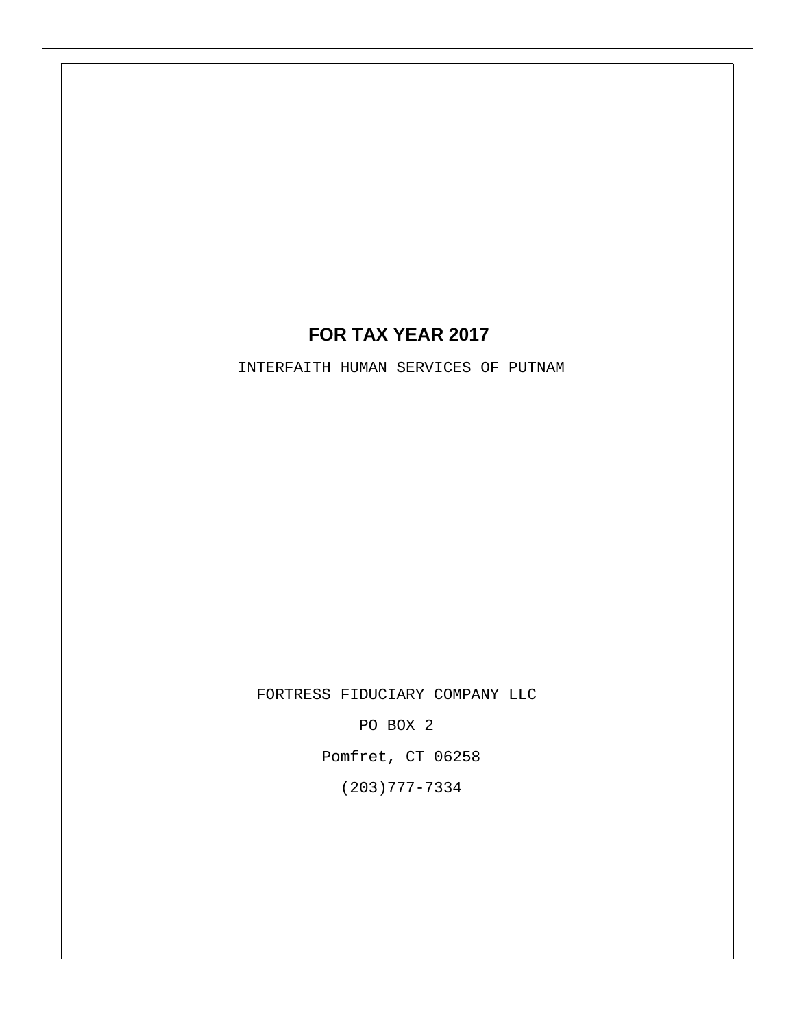# FOR TAX YEAR 2017

INTERFAITH HUMAN SERVICES OF PUTNAM

FORTRESS FIDUCIARY COMPANY LLC

PO BOX 2

Pomfret, CT 06258

(203)777-7334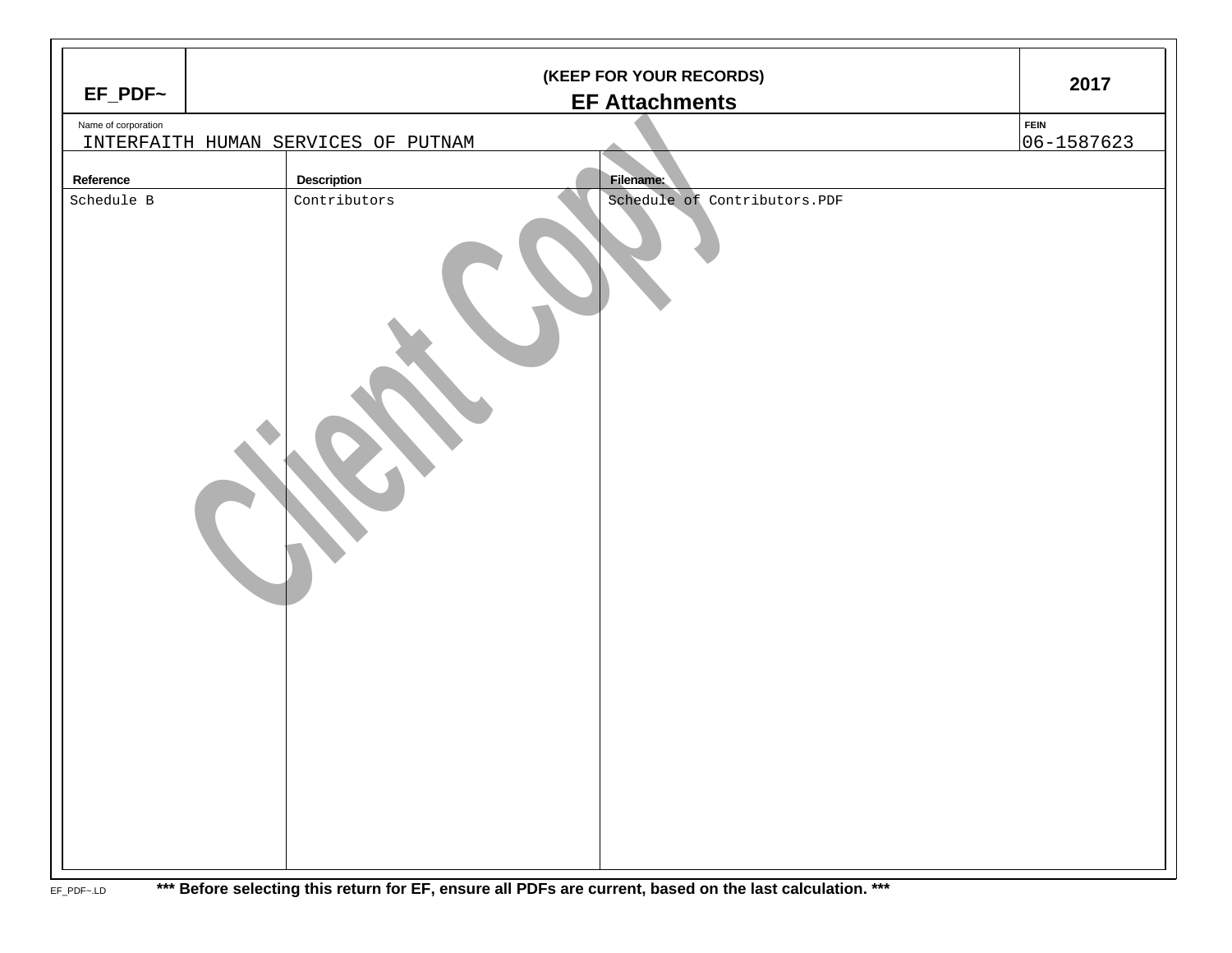| EF_PDF~ | (KEEP FOR YOUR RECORDS) **EF Attachments** | 2017 |
| --- | --- | --- |

Name of corporation: INTERFAITH HUMAN SERVICES OF PUTNAM

FEIN: 06-1587623

| Reference | Description | Filename: |
| --- | --- | --- |
| Schedule B | Contributors | Schedule of Contributors.PDF |

Client Copy

EF_PDF~.LD **\*\*\* Before selecting this return for EF, ensure all PDFs are current, based on the last calculation. \*\*\***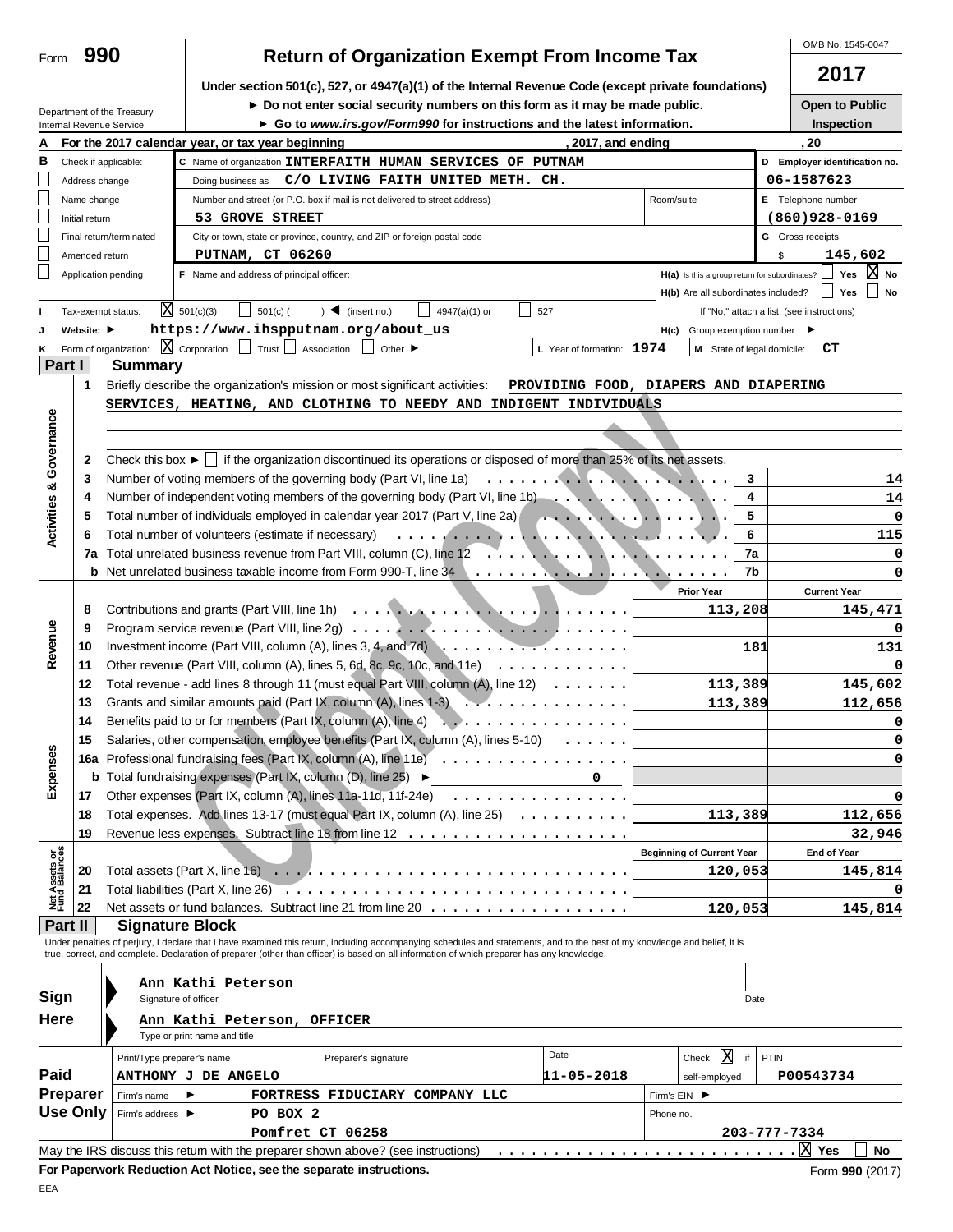Form **990**

# Return of Organization Exempt From Income Tax

**Under section 501(c), 527, or 4947(a)(1) of the Internal Revenue Code (except private foundations)**

► Do not enter social security numbers on this form as it may be made public.

► Go to *www.irs.gov/Form990* for instructions and the latest information.

Department of the Treasury
Internal Revenue Service

OMB No. 1545-0047

**2017**

**Open to Public Inspection**

**A** For the 2017 calendar year, or tax year beginning , 2017, and ending , 20

**B** Check if applicable:
- ☐ Address change
- ☐ Name change
- ☐ Initial return
- ☐ Final return/terminated
- ☐ Amended return
- ☐ Application pending

**C** Name of organization: **INTERFAITH HUMAN SERVICES OF PUTNAM**

Doing business as: **C/O LIVING FAITH UNITED METH. CH.**

Number and street (or P.O. box if mail is not delivered to street address): **53 GROVE STREET** Room/suite:

City or town, state or province, country, and ZIP or foreign postal code: **PUTNAM, CT 06260**

**D** Employer identification no.: **06-1587623**

**E** Telephone number: **(860)928-0169**

**G** Gross receipts $ **145,602**

**F** Name and address of principal officer:

**H(a)** Is this a group return for subordinates? ☐ Yes ☒ No

**H(b)** Are all subordinates included? ☐ Yes ☐ No
If "No," attach a list. (see instructions)

**I** Tax-exempt status: ☒ 501(c)(3) ☐ 501(c) ( ) ◄ (insert no.) ☐ 4947(a)(1) or ☐ 527

**J** Website: ► **https://www.ihsputnam.org/about_us**

**H(c)** Group exemption number ►

**K** Form of organization: ☒ Corporation ☐ Trust ☐ Association ☐ Other ►

**L** Year of formation: **1974** **M** State of legal domicile: **CT**

## Part I Summary

**Activities & Governance**

1 Briefly describe the organization's mission or most significant activities: **PROVIDING FOOD, DIAPERS AND DIAPERING SERVICES, HEATING, AND CLOTHING TO NEEDY AND INDIGENT INDIVIDUALS**

2 Check this box ► ☐ if the organization discontinued its operations or disposed of more than 25% of its net assets.

| | | | |
|---|---|---|---|
| 3 | Number of voting members of the governing body (Part VI, line 1a) | 3 | 14 |
| 4 | Number of independent voting members of the governing body (Part VI, line 1b) | 4 | 14 |
| 5 | Total number of individuals employed in calendar year 2017 (Part V, line 2a) | 5 | 0 |
| 6 | Total number of volunteers (estimate if necessary) | 6 | 115 |
| 7a | Total unrelated business revenue from Part VIII, column (C), line 12 | 7a | 0 |
| b | Net unrelated business taxable income from Form 990-T, line 34 | 7b | 0 |

| | | | Prior Year | Current Year |
|---|---|---|---|---|
| **Revenue** | 8 | Contributions and grants (Part VIII, line 1h) | 113,208 | 145,471 |
| | 9 | Program service revenue (Part VIII, line 2g) | | 0 |
| | 10 | Investment income (Part VIII, column (A), lines 3, 4, and 7d) | 181 | 131 |
| | 11 | Other revenue (Part VIII, column (A), lines 5, 6d, 8c, 9c, 10c, and 11e) | | 0 |
| | 12 | Total revenue - add lines 8 through 11 (must equal Part VIII, column (A), line 12) | 113,389 | 145,602 |
| **Expenses** | 13 | Grants and similar amounts paid (Part IX, column (A), lines 1-3) | 113,389 | 112,656 |
| | 14 | Benefits paid to or for members (Part IX, column (A), line 4) | | 0 |
| | 15 | Salaries, other compensation, employee benefits (Part IX, column (A), lines 5-10) | | 0 |
| | 16a | Professional fundraising fees (Part IX, column (A), line 11e) | | 0 |
| | b | Total fundraising expenses (Part IX, column (D), line 25) ► 0 | | |
| | 17 | Other expenses (Part IX, column (A), lines 11a-11d, 11f-24e) | | 0 |
| | 18 | Total expenses. Add lines 13-17 (must equal Part IX, column (A), line 25) | 113,389 | 112,656 |
| | 19 | Revenue less expenses. Subtract line 18 from line 12 | | 32,946 |

| | | | Beginning of Current Year | End of Year |
|---|---|---|---|---|
| **Net Assets or Fund Balances** | 20 | Total assets (Part X, line 16) | 120,053 | 145,814 |
| | 21 | Total liabilities (Part X, line 26) | | 0 |
| | 22 | Net assets or fund balances. Subtract line 21 from line 20 | 120,053 | 145,814 |

## Part II Signature Block

Under penalties of perjury, I declare that I have examined this return, including accompanying schedules and statements, and to the best of my knowledge and belief, it is true, correct, and complete. Declaration of preparer (other than officer) is based on all information of which preparer has any knowledge.

**Sign Here**

Ann Kathi Peterson
Signature of officer Date

Ann Kathi Peterson, OFFICER
Type or print name and title

**Paid Preparer Use Only**

| Print/Type preparer's name | Preparer's signature | Date | Check ☒ if self-employed | PTIN |
|---|---|---|---|---|
| ANTHONY J DE ANGELO | | 11-05-2018 | | P00543734 |

Firm's name ► **FORTRESS FIDUCIARY COMPANY LLC** Firm's EIN ►

Firm's address ► **PO BOX 2 Pomfret CT 06258** Phone no. **203-777-7334**

May the IRS discuss this return with the preparer shown above? (see instructions) ☒ Yes ☐ No

**For Paperwork Reduction Act Notice, see the separate instructions.** Form **990** (2017)

EEA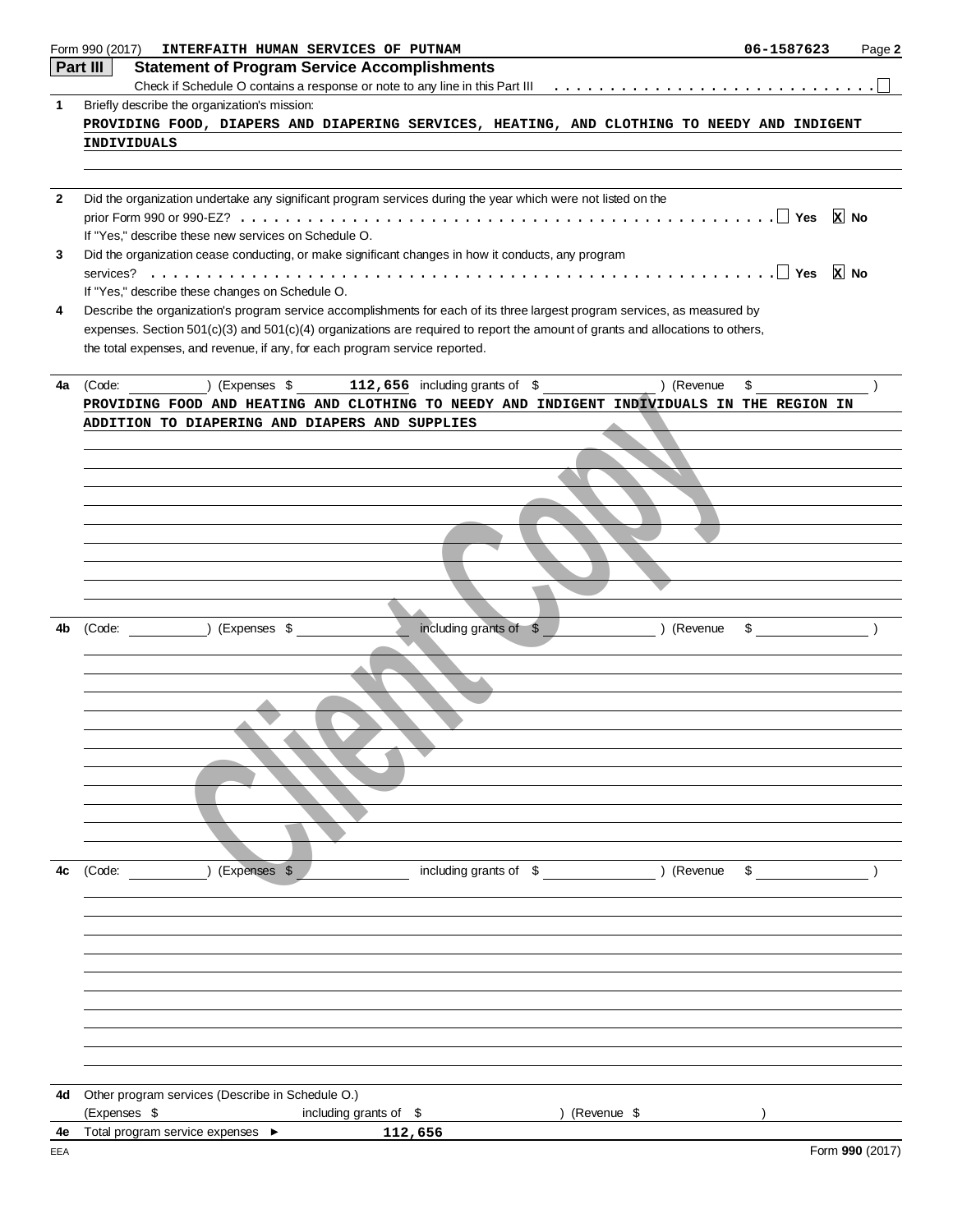Form 990 (2017) INTERFAITH HUMAN SERVICES OF PUTNAM 06-1587623 Page 2

## Part III Statement of Program Service Accomplishments

Check if Schedule O contains a response or note to any line in this Part III . . . . . . . . . . . . . . . . . . . . . . . . . . . . ☐

**1** Briefly describe the organization's mission:

PROVIDING FOOD, DIAPERS AND DIAPERING SERVICES, HEATING, AND CLOTHING TO NEEDY AND INDIGENT INDIVIDUALS

**2** Did the organization undertake any significant program services during the year which were not listed on the prior Form 990 or 990-EZ? . . . . . . . . . . . . . . . . . . . . . . . . . . . . . . . . . . . . . . . . . . . . . . ☐ Yes ☒ No

If "Yes," describe these new services on Schedule O.

**3** Did the organization cease conducting, or make significant changes in how it conducts, any program services? . . . . . . . . . . . . . . . . . . . . . . . . . . . . . . . . . . . . . . . . . . . . . . . . . . ☐ Yes ☒ No

If "Yes," describe these changes on Schedule O.

**4** Describe the organization's program service accomplishments for each of its three largest program services, as measured by expenses. Section 501(c)(3) and 501(c)(4) organizations are required to report the amount of grants and allocations to others, the total expenses, and revenue, if any, for each program service reported.

**4a** (Code: ) (Expenses $ 112,656 including grants of $ ) (Revenue $ )

PROVIDING FOOD AND HEATING AND CLOTHING TO NEEDY AND INDIGENT INDIVIDUALS IN THE REGION IN ADDITION TO DIAPERING AND DIAPERS AND SUPPLIES

**4b** (Code: ) (Expenses $ including grants of $ ) (Revenue $ )

**4c** (Code: ) (Expenses $ including grants of $ ) (Revenue $ )

**4d** Other program services (Describe in Schedule O.)

(Expenses $ including grants of $ ) (Revenue $ )

**4e** Total program service expenses ► 112,656

EEA Form **990** (2017)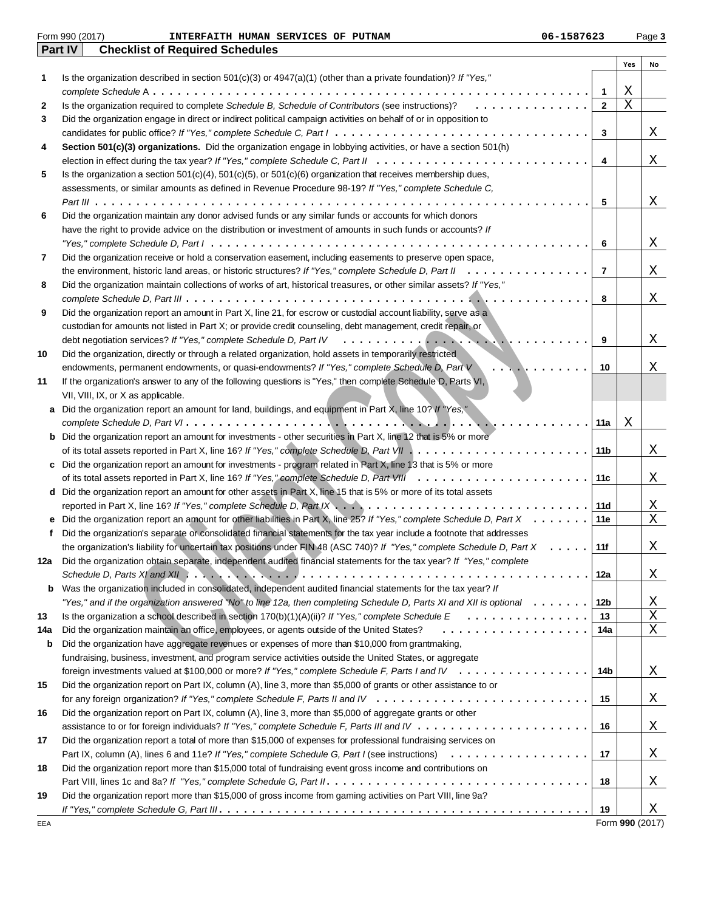Form 990 (2017) INTERFAITH HUMAN SERVICES OF PUTNAM 06-1587623 Page 3

## Part IV Checklist of Required Schedules

| | | | Yes | No |
|---|---|---|---|---|
| 1 | Is the organization described in section 501(c)(3) or 4947(a)(1) (other than a private foundation)? *If "Yes," complete Schedule A* | 1 | X | |
| 2 | Is the organization required to complete *Schedule B, Schedule of Contributors* (see instructions)? | 2 | X | |
| 3 | Did the organization engage in direct or indirect political campaign activities on behalf of or in opposition to candidates for public office? *If "Yes," complete Schedule C, Part I* | 3 | | X |
| 4 | **Section 501(c)(3) organizations.** Did the organization engage in lobbying activities, or have a section 501(h) election in effect during the tax year? *If "Yes," complete Schedule C, Part II* | 4 | | X |
| 5 | Is the organization a section 501(c)(4), 501(c)(5), or 501(c)(6) organization that receives membership dues, assessments, or similar amounts as defined in Revenue Procedure 98-19? *If "Yes," complete Schedule C, Part III* | 5 | | X |
| 6 | Did the organization maintain any donor advised funds or any similar funds or accounts for which donors have the right to provide advice on the distribution or investment of amounts in such funds or accounts? *If "Yes," complete Schedule D, Part I* | 6 | | X |
| 7 | Did the organization receive or hold a conservation easement, including easements to preserve open space, the environment, historic land areas, or historic structures? *If "Yes," complete Schedule D, Part II* | 7 | | X |
| 8 | Did the organization maintain collections of works of art, historical treasures, or other similar assets? *If "Yes," complete Schedule D, Part III* | 8 | | X |
| 9 | Did the organization report an amount in Part X, line 21, for escrow or custodial account liability, serve as a custodian for amounts not listed in Part X; or provide credit counseling, debt management, credit repair, or debt negotiation services? *If "Yes," complete Schedule D, Part IV* | 9 | | X |
| 10 | Did the organization, directly or through a related organization, hold assets in temporarily restricted endowments, permanent endowments, or quasi-endowments? *If "Yes," complete Schedule D, Part V* | 10 | | X |
| 11 | If the organization's answer to any of the following questions is "Yes," then complete Schedule D, Parts VI, VII, VIII, IX, or X as applicable. | | | |
| a | Did the organization report an amount for land, buildings, and equipment in Part X, line 10? *If "Yes," complete Schedule D, Part VI* | 11a | X | |
| b | Did the organization report an amount for investments - other securities in Part X, line 12 that is 5% or more of its total assets reported in Part X, line 16? *If "Yes," complete Schedule D, Part VII* | 11b | | X |
| c | Did the organization report an amount for investments - program related in Part X, line 13 that is 5% or more of its total assets reported in Part X, line 16? *If "Yes," complete Schedule D, Part VIII* | 11c | | X |
| d | Did the organization report an amount for other assets in Part X, line 15 that is 5% or more of its total assets reported in Part X, line 16? *If "Yes," complete Schedule D, Part IX* | 11d | | X |
| e | Did the organization report an amount for other liabilities in Part X, line 25? *If "Yes," complete Schedule D, Part X* | 11e | | X |
| f | Did the organization's separate or consolidated financial statements for the tax year include a footnote that addresses the organization's liability for uncertain tax positions under FIN 48 (ASC 740)? *If "Yes," complete Schedule D, Part X* | 11f | | X |
| 12a | Did the organization obtain separate, independent audited financial statements for the tax year? *If "Yes," complete Schedule D, Parts XI and XII* | 12a | | X |
| b | Was the organization included in consolidated, independent audited financial statements for the tax year? *If "Yes," and if the organization answered "No" to line 12a, then completing Schedule D, Parts XI and XII is optional* | 12b | | X |
| 13 | Is the organization a school described in section 170(b)(1)(A)(ii)? *If "Yes," complete Schedule E* | 13 | | X |
| 14a | Did the organization maintain an office, employees, or agents outside of the United States? | 14a | | X |
| b | Did the organization have aggregate revenues or expenses of more than $10,000 from grantmaking, fundraising, business, investment, and program service activities outside the United States, or aggregate foreign investments valued at $100,000 or more? *If "Yes," complete Schedule F, Parts I and IV* | 14b | | X |
| 15 | Did the organization report on Part IX, column (A), line 3, more than $5,000 of grants or other assistance to or for any foreign organization? *If "Yes," complete Schedule F, Parts II and IV* | 15 | | X |
| 16 | Did the organization report on Part IX, column (A), line 3, more than $5,000 of aggregate grants or other assistance to or for foreign individuals? *If "Yes," complete Schedule F, Parts III and IV* | 16 | | X |
| 17 | Did the organization report a total of more than $15,000 of expenses for professional fundraising services on Part IX, column (A), lines 6 and 11e? *If "Yes," complete Schedule G, Part I* (see instructions) | 17 | | X |
| 18 | Did the organization report more than $15,000 total of fundraising event gross income and contributions on Part VIII, lines 1c and 8a? *If "Yes," complete Schedule G, Part II* | 18 | | X |
| 19 | Did the organization report more than $15,000 of gross income from gaming activities on Part VIII, line 9a? *If "Yes," complete Schedule G, Part III* | 19 | | X |

EEA Form **990** (2017)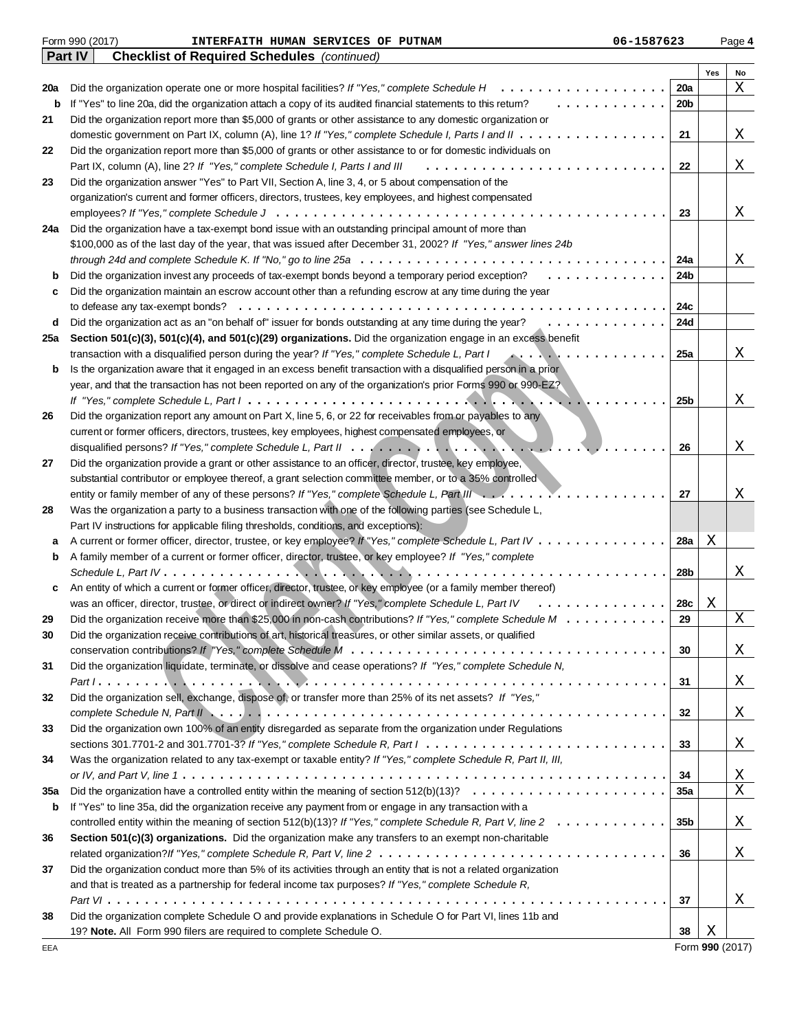Form 990 (2017) INTERFAITH HUMAN SERVICES OF PUTNAM 06-1587623

## Part IV Checklist of Required Schedules *(continued)*

| | | | Yes | No |
|---|---|---|---|---|
| 20a | Did the organization operate one or more hospital facilities? *If "Yes," complete Schedule H* | 20a | | X |
| b | If "Yes" to line 20a, did the organization attach a copy of its audited financial statements to this return? | 20b | | |
| 21 | Did the organization report more than $5,000 of grants or other assistance to any domestic organization or domestic government on Part IX, column (A), line 1? *If "Yes," complete Schedule I, Parts I and II* | 21 | | X |
| 22 | Did the organization report more than $5,000 of grants or other assistance to or for domestic individuals on Part IX, column (A), line 2? *If "Yes," complete Schedule I, Parts I and III* | 22 | | X |
| 23 | Did the organization answer "Yes" to Part VII, Section A, line 3, 4, or 5 about compensation of the organization's current and former officers, directors, trustees, key employees, and highest compensated employees? *If "Yes," complete Schedule J* | 23 | | X |
| 24a | Did the organization have a tax-exempt bond issue with an outstanding principal amount of more than $100,000 as of the last day of the year, that was issued after December 31, 2002? *If "Yes," answer lines 24b through 24d and complete Schedule K. If "No," go to line 25a* | 24a | | X |
| b | Did the organization invest any proceeds of tax-exempt bonds beyond a temporary period exception? | 24b | | |
| c | Did the organization maintain an escrow account other than a refunding escrow at any time during the year to defease any tax-exempt bonds? | 24c | | |
| d | Did the organization act as an "on behalf of" issuer for bonds outstanding at any time during the year? | 24d | | |
| 25a | **Section 501(c)(3), 501(c)(4), and 501(c)(29) organizations.** Did the organization engage in an excess benefit transaction with a disqualified person during the year? *If "Yes," complete Schedule L, Part I* | 25a | | X |
| b | Is the organization aware that it engaged in an excess benefit transaction with a disqualified person in a prior year, and that the transaction has not been reported on any of the organization's prior Forms 990 or 990-EZ? *If "Yes," complete Schedule L, Part I* | 25b | | X |
| 26 | Did the organization report any amount on Part X, line 5, 6, or 22 for receivables from or payables to any current or former officers, directors, trustees, key employees, highest compensated employees, or disqualified persons? *If "Yes," complete Schedule L, Part II* | 26 | | X |
| 27 | Did the organization provide a grant or other assistance to an officer, director, trustee, key employee, substantial contributor or employee thereof, a grant selection committee member, or to a 35% controlled entity or family member of any of these persons? *If "Yes," complete Schedule L, Part III* | 27 | | X |
| 28 | Was the organization a party to a business transaction with one of the following parties (see Schedule L, Part IV instructions for applicable filing thresholds, conditions, and exceptions): | | | |
| a | A current or former officer, director, trustee, or key employee? *If "Yes," complete Schedule L, Part IV* | 28a | X | |
| b | A family member of a current or former officer, director, trustee, or key employee? *If "Yes," complete Schedule L, Part IV* | 28b | | X |
| c | An entity of which a current or former officer, director, trustee, or key employee (or a family member thereof) was an officer, director, trustee, or direct or indirect owner? *If "Yes," complete Schedule L, Part IV* | 28c | X | |
| 29 | Did the organization receive more than $25,000 in non-cash contributions? *If "Yes," complete Schedule M* | 29 | | X |
| 30 | Did the organization receive contributions of art, historical treasures, or other similar assets, or qualified conservation contributions? *If "Yes," complete Schedule M* | 30 | | X |
| 31 | Did the organization liquidate, terminate, or dissolve and cease operations? *If "Yes," complete Schedule N, Part I* | 31 | | X |
| 32 | Did the organization sell, exchange, dispose of, or transfer more than 25% of its net assets? *If "Yes," complete Schedule N, Part II* | 32 | | X |
| 33 | Did the organization own 100% of an entity disregarded as separate from the organization under Regulations sections 301.7701-2 and 301.7701-3? *If "Yes," complete Schedule R, Part I* | 33 | | X |
| 34 | Was the organization related to any tax-exempt or taxable entity? *If "Yes," complete Schedule R, Part II, III, or IV, and Part V, line 1* | 34 | | X |
| 35a | Did the organization have a controlled entity within the meaning of section 512(b)(13)? | 35a | | X |
| b | If "Yes" to line 35a, did the organization receive any payment from or engage in any transaction with a controlled entity within the meaning of section 512(b)(13)? *If "Yes," complete Schedule R, Part V, line 2* | 35b | | X |
| 36 | **Section 501(c)(3) organizations.** Did the organization make any transfers to an exempt non-charitable related organization? *If "Yes," complete Schedule R, Part V, line 2* | 36 | | X |
| 37 | Did the organization conduct more than 5% of its activities through an entity that is not a related organization and that is treated as a partnership for federal income tax purposes? *If "Yes," complete Schedule R, Part VI* | 37 | | X |
| 38 | Did the organization complete Schedule O and provide explanations in Schedule O for Part VI, lines 11b and 19? **Note.** All Form 990 filers are required to complete Schedule O. | 38 | X | |

Form **990** (2017)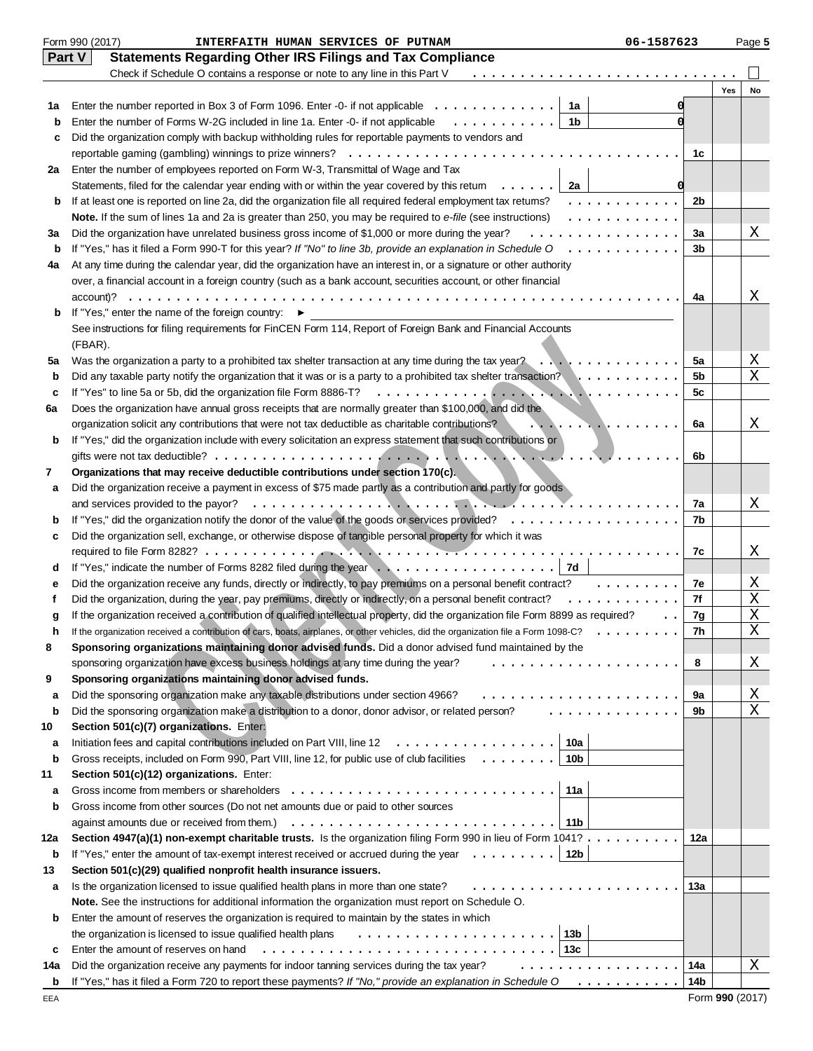Form 990 (2017) INTERFAITH HUMAN SERVICES OF PUTNAM 06-1587623 Page 5

## Part V Statements Regarding Other IRS Filings and Tax Compliance

Check if Schedule O contains a response or note to any line in this Part V ☐

| | | | | | Yes | No |
|---|---|---|---|---|---|---|
| 1a | Enter the number reported in Box 3 of Form 1096. Enter -0- if not applicable | 1a | 0 | | | |
| b | Enter the number of Forms W-2G included in line 1a. Enter -0- if not applicable | 1b | 0 | | | |
| c | Did the organization comply with backup withholding rules for reportable payments to vendors and reportable gaming (gambling) winnings to prize winners? | | | 1c | | |
| 2a | Enter the number of employees reported on Form W-3, Transmittal of Wage and Tax Statements, filed for the calendar year ending with or within the year covered by this return | 2a | 0 | | | |
| b | If at least one is reported on line 2a, did the organization file all required federal employment tax returns? | | | 2b | | |
| | **Note.** If the sum of lines 1a and 2a is greater than 250, you may be required to *e-file* (see instructions) | | | | | |
| 3a | Did the organization have unrelated business gross income of $1,000 or more during the year? | | | 3a | | X |
| b | If "Yes," has it filed a Form 990-T for this year? *If "No" to line 3b, provide an explanation in Schedule O* | | | 3b | | |
| 4a | At any time during the calendar year, did the organization have an interest in, or a signature or other authority over, a financial account in a foreign country (such as a bank account, securities account, or other financial account)? | | | 4a | | X |
| b | If "Yes," enter the name of the foreign country: ► | | | | | |
| | See instructions for filing requirements for FinCEN Form 114, Report of Foreign Bank and Financial Accounts (FBAR). | | | | | |
| 5a | Was the organization a party to a prohibited tax shelter transaction at any time during the tax year? | | | 5a | | X |
| b | Did any taxable party notify the organization that it was or is a party to a prohibited tax shelter transaction? | | | 5b | | X |
| c | If "Yes" to line 5a or 5b, did the organization file Form 8886-T? | | | 5c | | |
| 6a | Does the organization have annual gross receipts that are normally greater than $100,000, and did the organization solicit any contributions that were not tax deductible as charitable contributions? | | | 6a | | X |
| b | If "Yes," did the organization include with every solicitation an express statement that such contributions or gifts were not tax deductible? | | | 6b | | |
| 7 | **Organizations that may receive deductible contributions under section 170(c).** | | | | | |
| a | Did the organization receive a payment in excess of $75 made partly as a contribution and partly for goods and services provided to the payor? | | | 7a | | X |
| b | If "Yes," did the organization notify the donor of the value of the goods or services provided? | | | 7b | | |
| c | Did the organization sell, exchange, or otherwise dispose of tangible personal property for which it was required to file Form 8282? | | | 7c | | X |
| d | If "Yes," indicate the number of Forms 8282 filed during the year | 7d | | | | |
| e | Did the organization receive any funds, directly or indirectly, to pay premiums on a personal benefit contract? | | | 7e | | X |
| f | Did the organization, during the year, pay premiums, directly or indirectly, on a personal benefit contract? | | | 7f | | X |
| g | If the organization received a contribution of qualified intellectual property, did the organization file Form 8899 as required? | | | 7g | | X |
| h | If the organization received a contribution of cars, boats, airplanes, or other vehicles, did the organization file a Form 1098-C? | | | 7h | | X |
| 8 | **Sponsoring organizations maintaining donor advised funds.** Did a donor advised fund maintained by the sponsoring organization have excess business holdings at any time during the year? | | | 8 | | X |
| 9 | **Sponsoring organizations maintaining donor advised funds.** | | | | | |
| a | Did the sponsoring organization make any taxable distributions under section 4966? | | | 9a | | X |
| b | Did the sponsoring organization make a distribution to a donor, donor advisor, or related person? | | | 9b | | X |
| 10 | **Section 501(c)(7) organizations.** Enter: | | | | | |
| a | Initiation fees and capital contributions included on Part VIII, line 12 | 10a | | | | |
| b | Gross receipts, included on Form 990, Part VIII, line 12, for public use of club facilities | 10b | | | | |
| 11 | **Section 501(c)(12) organizations.** Enter: | | | | | |
| a | Gross income from members or shareholders | 11a | | | | |
| b | Gross income from other sources (Do not net amounts due or paid to other sources against amounts due or received from them.) | 11b | | | | |
| 12a | **Section 4947(a)(1) non-exempt charitable trusts.** Is the organization filing Form 990 in lieu of Form 1041? | | | 12a | | |
| b | If "Yes," enter the amount of tax-exempt interest received or accrued during the year | 12b | | | | |
| 13 | **Section 501(c)(29) qualified nonprofit health insurance issuers.** | | | | | |
| a | Is the organization licensed to issue qualified health plans in more than one state? | | | 13a | | |
| | **Note.** See the instructions for additional information the organization must report on Schedule O. | | | | | |
| b | Enter the amount of reserves the organization is required to maintain by the states in which the organization is licensed to issue qualified health plans | 13b | | | | |
| c | Enter the amount of reserves on hand | 13c | | | | |
| 14a | Did the organization receive any payments for indoor tanning services during the tax year? | | | 14a | | X |
| b | If "Yes," has it filed a Form 720 to report these payments? *If "No," provide an explanation in Schedule O* | | | 14b | | |

EEA Form **990** (2017)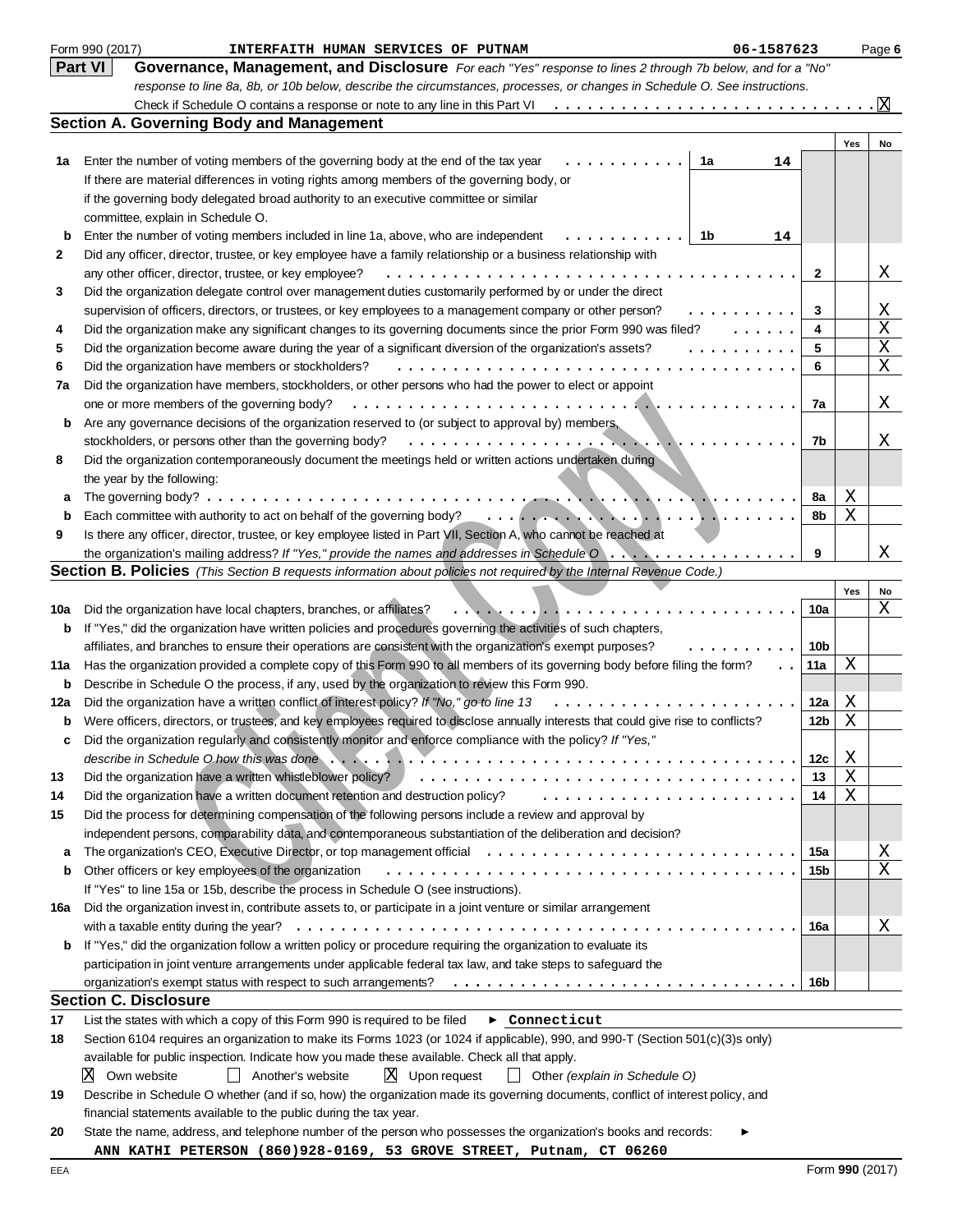Form 990 (2017) INTERFAITH HUMAN SERVICES OF PUTNAM 06-1587623 Page 6

## Part VI Governance, Management, and Disclosure

*For each "Yes" response to lines 2 through 7b below, and for a "No" response to line 8a, 8b, or 10b below, describe the circumstances, processes, or changes in Schedule O. See instructions.*

Check if Schedule O contains a response or note to any line in this Part VI . . . . . . . . [X]

### Section A. Governing Body and Management

| | | | | Yes | No |
|---|---|---|---|---|---|
| 1a | Enter the number of voting members of the governing body at the end of the tax year . . . . . . . . . . — 1a: 14. If there are material differences in voting rights among members of the governing body, or if the governing body delegated broad authority to an executive committee or similar committee, explain in Schedule O. | | | | |
| b | Enter the number of voting members included in line 1a, above, who are independent . . . . . . . . — 1b: 14 | | | | |
| 2 | Did any officer, director, trustee, or key employee have a family relationship or a business relationship with any other officer, director, trustee, or key employee? | | 2 | | X |
| 3 | Did the organization delegate control over management duties customarily performed by or under the direct supervision of officers, directors, or trustees, or key employees to a management company or other person? | | 3 | | X |
| 4 | Did the organization make any significant changes to its governing documents since the prior Form 990 was filed? | | 4 | | X |
| 5 | Did the organization become aware during the year of a significant diversion of the organization's assets? | | 5 | | X |
| 6 | Did the organization have members or stockholders? | | 6 | | X |
| 7a | Did the organization have members, stockholders, or other persons who had the power to elect or appoint one or more members of the governing body? | | 7a | | X |
| b | Are any governance decisions of the organization reserved to (or subject to approval by) members, stockholders, or persons other than the governing body? | | 7b | | X |
| 8 | Did the organization contemporaneously document the meetings held or written actions undertaken during the year by the following: | | | | |
| a | The governing body? | | 8a | X | |
| b | Each committee with authority to act on behalf of the governing body? | | 8b | X | |
| 9 | Is there any officer, director, trustee, or key employee listed in Part VII, Section A, who cannot be reached at the organization's mailing address? *If "Yes," provide the names and addresses in Schedule O* | | 9 | | X |

### Section B. Policies *(This Section B requests information about policies not required by the Internal Revenue Code.)*

| | | | Yes | No |
|---|---|---|---|---|
| 10a | Did the organization have local chapters, branches, or affiliates? | 10a | | X |
| b | If "Yes," did the organization have written policies and procedures governing the activities of such chapters, affiliates, and branches to ensure their operations are consistent with the organization's exempt purposes? | 10b | | |
| 11a | Has the organization provided a complete copy of this Form 990 to all members of its governing body before filing the form? | 11a | X | |
| b | Describe in Schedule O the process, if any, used by the organization to review this Form 990. | | | |
| 12a | Did the organization have a written conflict of interest policy? *If "No," go to line 13* | 12a | X | |
| b | Were officers, directors, or trustees, and key employees required to disclose annually interests that could give rise to conflicts? | 12b | X | |
| c | Did the organization regularly and consistently monitor and enforce compliance with the policy? *If "Yes," describe in Schedule O how this was done* | 12c | X | |
| 13 | Did the organization have a written whistleblower policy? | 13 | X | |
| 14 | Did the organization have a written document retention and destruction policy? | 14 | X | |
| 15 | Did the process for determining compensation of the following persons include a review and approval by independent persons, comparability data, and contemporaneous substantiation of the deliberation and decision? | | | |
| a | The organization's CEO, Executive Director, or top management official | 15a | | X |
| b | Other officers or key employees of the organization | 15b | | X |
| | If "Yes" to line 15a or 15b, describe the process in Schedule O (see instructions). | | | |
| 16a | Did the organization invest in, contribute assets to, or participate in a joint venture or similar arrangement with a taxable entity during the year? | 16a | | X |
| b | If "Yes," did the organization follow a written policy or procedure requiring the organization to evaluate its participation in joint venture arrangements under applicable federal tax law, and take steps to safeguard the organization's exempt status with respect to such arrangements? | 16b | | |

### Section C. Disclosure

17 List the states with which a copy of this Form 990 is required to be filed ► **Connecticut**

18 Section 6104 requires an organization to make its Forms 1023 (or 1024 if applicable), 990, and 990-T (Section 501(c)(3)s only) available for public inspection. Indicate how you made these available. Check all that apply.

[X] Own website [ ] Another's website [X] Upon request [ ] Other *(explain in Schedule O)*

19 Describe in Schedule O whether (and if so, how) the organization made its governing documents, conflict of interest policy, and financial statements available to the public during the tax year.

20 State the name, address, and telephone number of the person who possesses the organization's books and records: ►

**ANN KATHI PETERSON (860)928-0169, 53 GROVE STREET, Putnam, CT 06260**

EEA Form 990 (2017)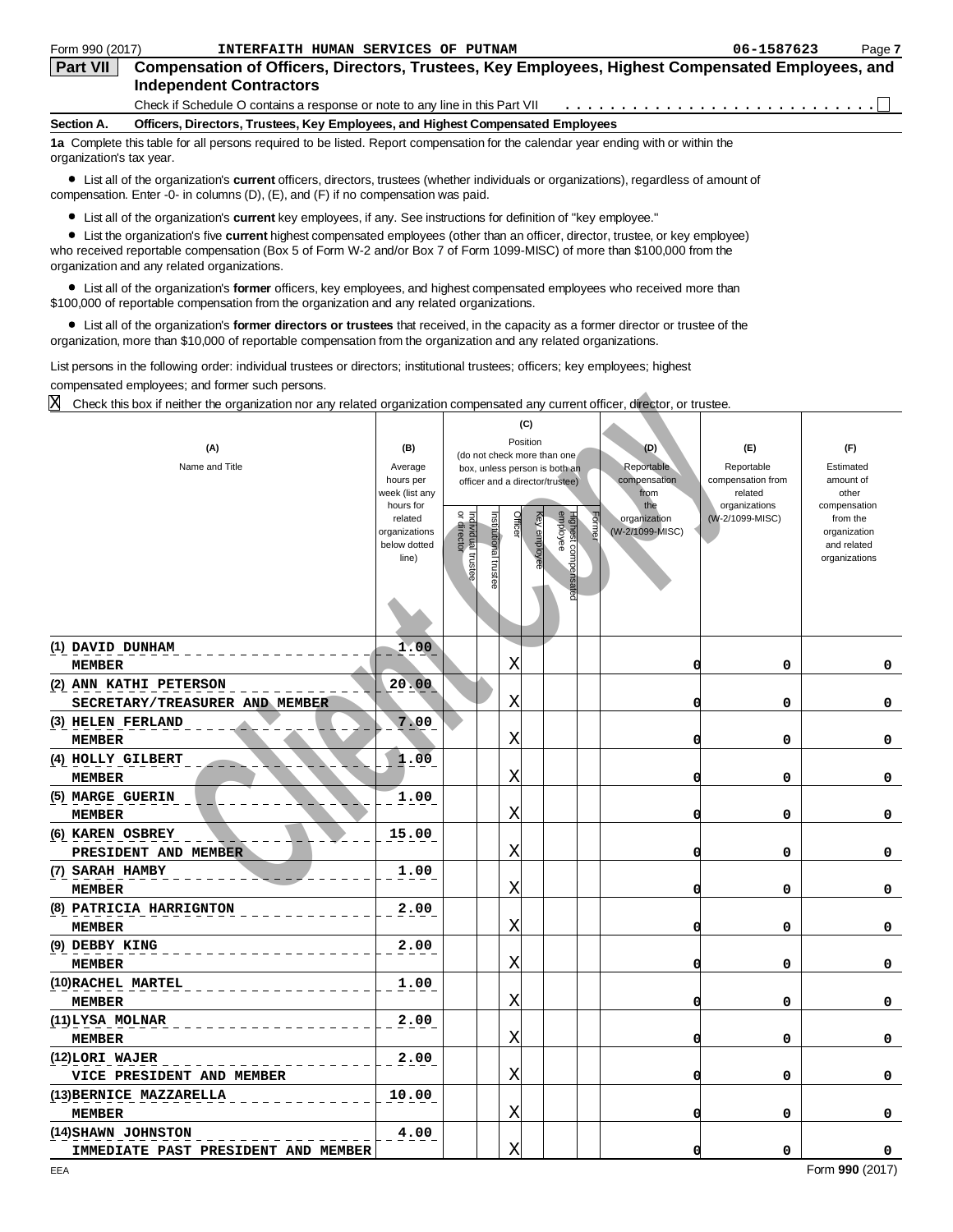Form 990 (2017) INTERFAITH HUMAN SERVICES OF PUTNAM 06-1587623 Page 7

## Part VII Compensation of Officers, Directors, Trustees, Key Employees, Highest Compensated Employees, and Independent Contractors

Check if Schedule O contains a response or note to any line in this Part VII . . . . . . . . . . . . . . . . . . . . . . . . . . . ☐

**Section A. Officers, Directors, Trustees, Key Employees, and Highest Compensated Employees**

**1a** Complete this table for all persons required to be listed. Report compensation for the calendar year ending with or within the organization's tax year.

- List all of the organization's **current** officers, directors, trustees (whether individuals or organizations), regardless of amount of compensation. Enter -0- in columns (D), (E), and (F) if no compensation was paid.
- List all of the organization's **current** key employees, if any. See instructions for definition of "key employee."
- List the organization's five **current** highest compensated employees (other than an officer, director, trustee, or key employee) who received reportable compensation (Box 5 of Form W-2 and/or Box 7 of Form 1099-MISC) of more than $100,000 from the organization and any related organizations.
- List all of the organization's **former** officers, key employees, and highest compensated employees who received more than $100,000 of reportable compensation from the organization and any related organizations.
- List all of the organization's **former directors or trustees** that received, in the capacity as a former director or trustee of the organization, more than $10,000 of reportable compensation from the organization and any related organizations.

List persons in the following order: individual trustees or directors; institutional trustees; officers; key employees; highest compensated employees; and former such persons.

☒ Check this box if neither the organization nor any related organization compensated any current officer, director, or trustee.

| (A) Name and Title | (B) Average hours per week (list any hours for related organizations below dotted line) | (C) Position (do not check more than one box, unless person is both an officer and a director/trustee) | | | | | | (D) Reportable compensation from the organization (W-2/1099-MISC) | (E) Reportable compensation from related organizations (W-2/1099-MISC) | (F) Estimated amount of other compensation from the organization and related organizations |
|---|---|---|---|---|---|---|---|---|---|---|
| | | Individual trustee or director | Institutional trustee | Officer | Key employee | Highest compensated employee | Former | | | |
| (1) DAVID DUNHAM<br>MEMBER | 1.00 | | | X | | | | 0 | 0 | 0 |
| (2) ANN KATHI PETERSON<br>SECRETARY/TREASURER AND MEMBER | 20.00 | | | X | | | | 0 | 0 | 0 |
| (3) HELEN FERLAND<br>MEMBER | 7.00 | | | X | | | | 0 | 0 | 0 |
| (4) HOLLY GILBERT<br>MEMBER | 1.00 | | | X | | | | 0 | 0 | 0 |
| (5) MARGE GUERIN<br>MEMBER | 1.00 | | | X | | | | 0 | 0 | 0 |
| (6) KAREN OSBREY<br>PRESIDENT AND MEMBER | 15.00 | | | X | | | | 0 | 0 | 0 |
| (7) SARAH HAMBY<br>MEMBER | 1.00 | | | X | | | | 0 | 0 | 0 |
| (8) PATRICIA HARRIGNTON<br>MEMBER | 2.00 | | | X | | | | 0 | 0 | 0 |
| (9) DEBBY KING<br>MEMBER | 2.00 | | | X | | | | 0 | 0 | 0 |
| (10) RACHEL MARTEL<br>MEMBER | 1.00 | | | X | | | | 0 | 0 | 0 |
| (11) LYSA MOLNAR<br>MEMBER | 2.00 | | | X | | | | 0 | 0 | 0 |
| (12) LORI WAJER<br>VICE PRESIDENT AND MEMBER | 2.00 | | | X | | | | 0 | 0 | 0 |
| (13) BERNICE MAZZARELLA<br>MEMBER | 10.00 | | | X | | | | 0 | 0 | 0 |
| (14) SHAWN JOHNSTON<br>IMMEDIATE PAST PRESIDENT AND MEMBER | 4.00 | | | X | | | | 0 | 0 | 0 |

EEA Form **990** (2017)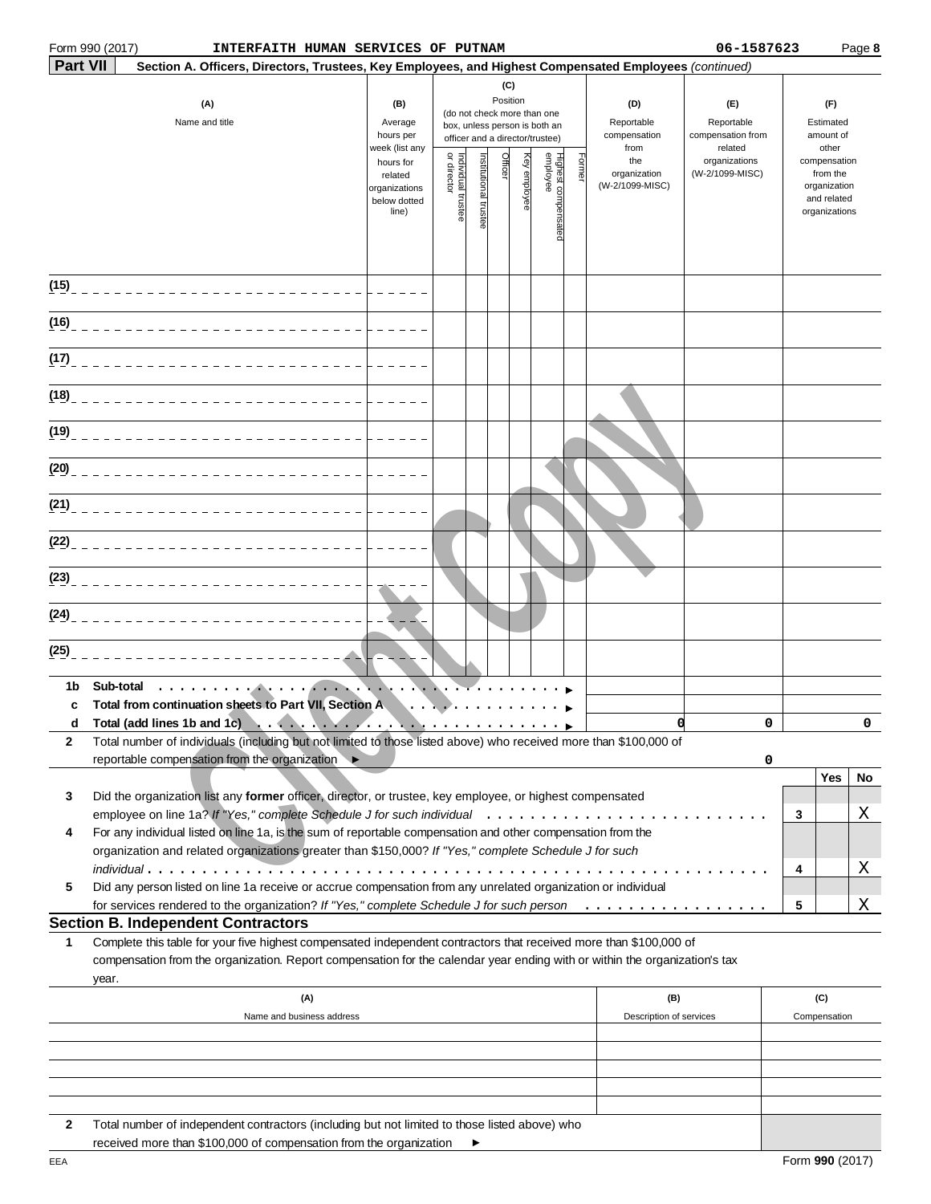Form 990 (2017) INTERFAITH HUMAN SERVICES OF PUTNAM 06-1587623 Page 8

**Part VII** **Section A. Officers, Directors, Trustees, Key Employees, and Highest Compensated Employees** *(continued)*

| (A) Name and title | (B) Average hours per week (list any hours for related organizations below dotted line) | (C) Position (do not check more than one box, unless person is both an officer and a director/trustee): Individual trustee or director | Institutional trustee | Officer | Key employee | Highest compensated employee | Former | (D) Reportable compensation from the organization (W-2/1099-MISC) | (E) Reportable compensation from related organizations (W-2/1099-MISC) | (F) Estimated amount of other compensation from the organization and related organizations |
|---|---|---|---|---|---|---|---|---|---|---|
| (15) | | | | | | | | | | |
| (16) | | | | | | | | | | |
| (17) | | | | | | | | | | |
| (18) | | | | | | | | | | |
| (19) | | | | | | | | | | |
| (20) | | | | | | | | | | |
| (21) | | | | | | | | | | |
| (22) | | | | | | | | | | |
| (23) | | | | | | | | | | |
| (24) | | | | | | | | | | |
| (25) | | | | | | | | | | |
| **1b Sub-total** | | | | | | | | | | |
| **c Total from continuation sheets to Part VII, Section A** | | | | | | | | | | |
| **d Total (add lines 1b and 1c)** | | | | | | | | 0 | 0 | 0 |

**2** Total number of individuals (including but not limited to those listed above) who received more than $100,000 of reportable compensation from the organization ► 0

| | | | Yes | No |
|---|---|---|---|---|
| **3** | Did the organization list any **former** officer, director, or trustee, key employee, or highest compensated employee on line 1a? *If "Yes," complete Schedule J for such individual* | 3 | | X |
| **4** | For any individual listed on line 1a, is the sum of reportable compensation and other compensation from the organization and related organizations greater than $150,000? *If "Yes," complete Schedule J for such individual* | 4 | | X |
| **5** | Did any person listed on line 1a receive or accrue compensation from any unrelated organization or individual for services rendered to the organization? *If "Yes," complete Schedule J for such person* | 5 | | X |

## Section B. Independent Contractors

**1** Complete this table for your five highest compensated independent contractors that received more than $100,000 of compensation from the organization. Report compensation for the calendar year ending with or within the organization's tax year.

| (A) Name and business address | (B) Description of services | (C) Compensation |
|---|---|---|
| | | |
| | | |
| | | |
| | | |
| | | |

**2** Total number of independent contractors (including but not limited to those listed above) who received more than $100,000 of compensation from the organization ►

Form **990** (2017)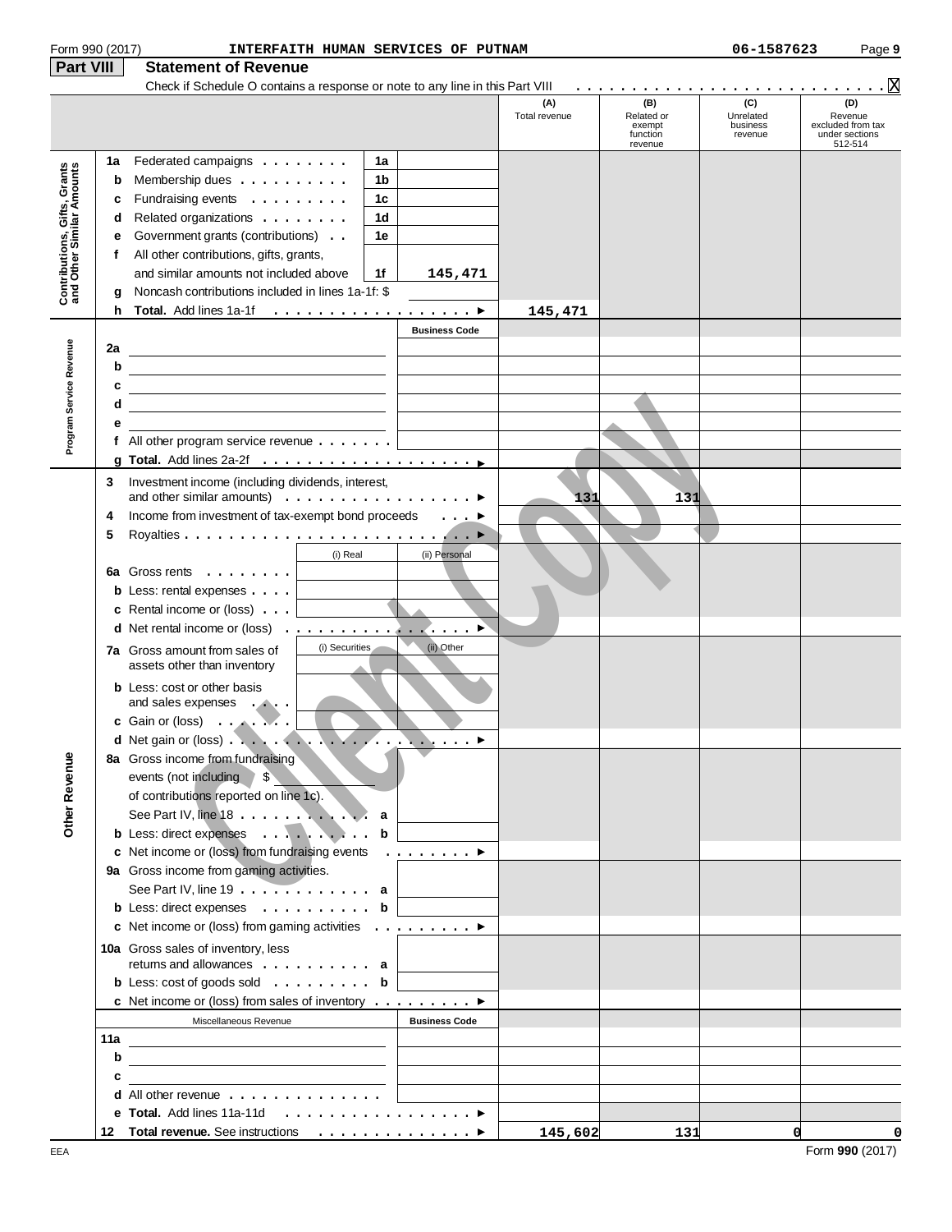Form 990 (2017) INTERFAITH HUMAN SERVICES OF PUTNAM 06-1587623

## Part VIII Statement of Revenue

Check if Schedule O contains a response or note to any line in this Part VIII . . . . . . . . . . . . . . . . . . . . . . . . . . . X

| | | | | (A) Total revenue | (B) Related or exempt function revenue | (C) Unrelated business revenue | (D) Revenue excluded from tax under sections 512-514 |
|---|---|---|---|---|---|---|---|
| **Contributions, Gifts, Grants and Other Similar Amounts** | 1a Federated campaigns | 1a | | | | | |
| | b Membership dues | 1b | | | | | |
| | c Fundraising events | 1c | | | | | |
| | d Related organizations | 1d | | | | | |
| | e Government grants (contributions) | 1e | | | | | |
| | f All other contributions, gifts, grants, and similar amounts not included above | 1f | 145,471 | | | | |
| | g Noncash contributions included in lines 1a-1f: $ | | | | | | |
| | h **Total.** Add lines 1a-1f | | ▶ | 145,471 | | | |
| **Program Service Revenue** | | | Business Code | | | | |
| | 2a | | | | | | |
| | b | | | | | | |
| | c | | | | | | |
| | d | | | | | | |
| | e | | | | | | |
| | f All other program service revenue | | | | | | |
| | g **Total.** Add lines 2a-2f | | ▶ | | | | |
| **Other Revenue** | 3 Investment income (including dividends, interest, and other similar amounts) | | ▶ | 131 | 131 | | |
| | 4 Income from investment of tax-exempt bond proceeds | | ▶ | | | | |
| | 5 Royalties | | ▶ | | | | |
| | | (i) Real | (ii) Personal | | | | |
| | 6a Gross rents | | | | | | |
| | b Less: rental expenses | | | | | | |
| | c Rental income or (loss) | | | | | | |
| | d Net rental income or (loss) | | ▶ | | | | |
| | 7a Gross amount from sales of assets other than inventory | (i) Securities | (ii) Other | | | | |
| | b Less: cost or other basis and sales expenses | | | | | | |
| | c Gain or (loss) | | | | | | |
| | d Net gain or (loss) | | ▶ | | | | |
| | 8a Gross income from fundraising events (not including $ of contributions reported on line 1c). See Part IV, line 18 | a | | | | | |
| | b Less: direct expenses | b | | | | | |
| | c Net income or (loss) from fundraising events | | ▶ | | | | |
| | 9a Gross income from gaming activities. See Part IV, line 19 | a | | | | | |
| | b Less: direct expenses | b | | | | | |
| | c Net income or (loss) from gaming activities | | ▶ | | | | |
| | 10a Gross sales of inventory, less returns and allowances | a | | | | | |
| | b Less: cost of goods sold | b | | | | | |
| | c Net income or (loss) from sales of inventory | | ▶ | | | | |
| | Miscellaneous Revenue | | Business Code | | | | |
| | 11a | | | | | | |
| | b | | | | | | |
| | c | | | | | | |
| | d All other revenue | | | | | | |
| | e **Total.** Add lines 11a-11d | | ▶ | | | | |
| | 12 **Total revenue.** See instructions | | ▶ | 145,602 | 131 | 0 | 0 |

EEA Form **990** (2017)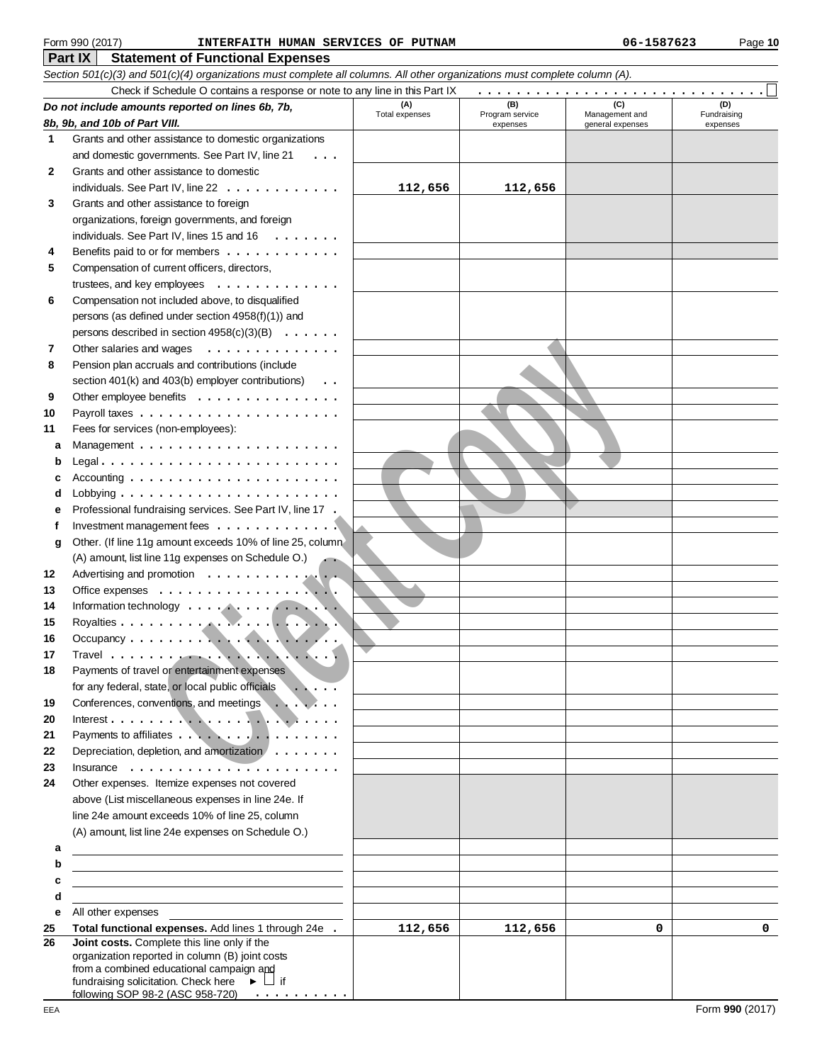Form 990 (2017) INTERFAITH HUMAN SERVICES OF PUTNAM 06-1587623 Page 10

## Part IX Statement of Functional Expenses

*Section 501(c)(3) and 501(c)(4) organizations must complete all columns. All other organizations must complete column (A).*

Check if Schedule O contains a response or note to any line in this Part IX . . . . . . . . . . . . . . . . . . . . . . . . . . . . . ☐

| *Do not include amounts reported on lines 6b, 7b, 8b, 9b, and 10b of Part VIII.* | (A) Total expenses | (B) Program service expenses | (C) Management and general expenses | (D) Fundraising expenses |
|---|---|---|---|---|
| 1 Grants and other assistance to domestic organizations and domestic governments. See Part IV, line 21 | | | | |
| 2 Grants and other assistance to domestic individuals. See Part IV, line 22 | 112,656 | 112,656 | | |
| 3 Grants and other assistance to foreign organizations, foreign governments, and foreign individuals. See Part IV, lines 15 and 16 | | | | |
| 4 Benefits paid to or for members | | | | |
| 5 Compensation of current officers, directors, trustees, and key employees | | | | |
| 6 Compensation not included above, to disqualified persons (as defined under section 4958(f)(1)) and persons described in section 4958(c)(3)(B) | | | | |
| 7 Other salaries and wages | | | | |
| 8 Pension plan accruals and contributions (include section 401(k) and 403(b) employer contributions) | | | | |
| 9 Other employee benefits | | | | |
| 10 Payroll taxes | | | | |
| 11 Fees for services (non-employees): | | | | |
| a Management | | | | |
| b Legal | | | | |
| c Accounting | | | | |
| d Lobbying | | | | |
| e Professional fundraising services. See Part IV, line 17 | | | | |
| f Investment management fees | | | | |
| g Other. (If line 11g amount exceeds 10% of line 25, column (A) amount, list line 11g expenses on Schedule O.) | | | | |
| 12 Advertising and promotion | | | | |
| 13 Office expenses | | | | |
| 14 Information technology | | | | |
| 15 Royalties | | | | |
| 16 Occupancy | | | | |
| 17 Travel | | | | |
| 18 Payments of travel or entertainment expenses for any federal, state, or local public officials | | | | |
| 19 Conferences, conventions, and meetings | | | | |
| 20 Interest | | | | |
| 21 Payments to affiliates | | | | |
| 22 Depreciation, depletion, and amortization | | | | |
| 23 Insurance | | | | |
| 24 Other expenses. Itemize expenses not covered above (List miscellaneous expenses in line 24e. If line 24e amount exceeds 10% of line 25, column (A) amount, list line 24e expenses on Schedule O.) | | | | |
| a | | | | |
| b | | | | |
| c | | | | |
| d | | | | |
| e All other expenses | | | | |
| 25 **Total functional expenses.** Add lines 1 through 24e | 112,656 | 112,656 | 0 | 0 |
| 26 **Joint costs.** Complete this line only if the organization reported in column (B) joint costs from a combined educational campaign and fundraising solicitation. Check here ► ☐ if following SOP 98-2 (ASC 958-720) | | | | |

EEA Form **990** (2017)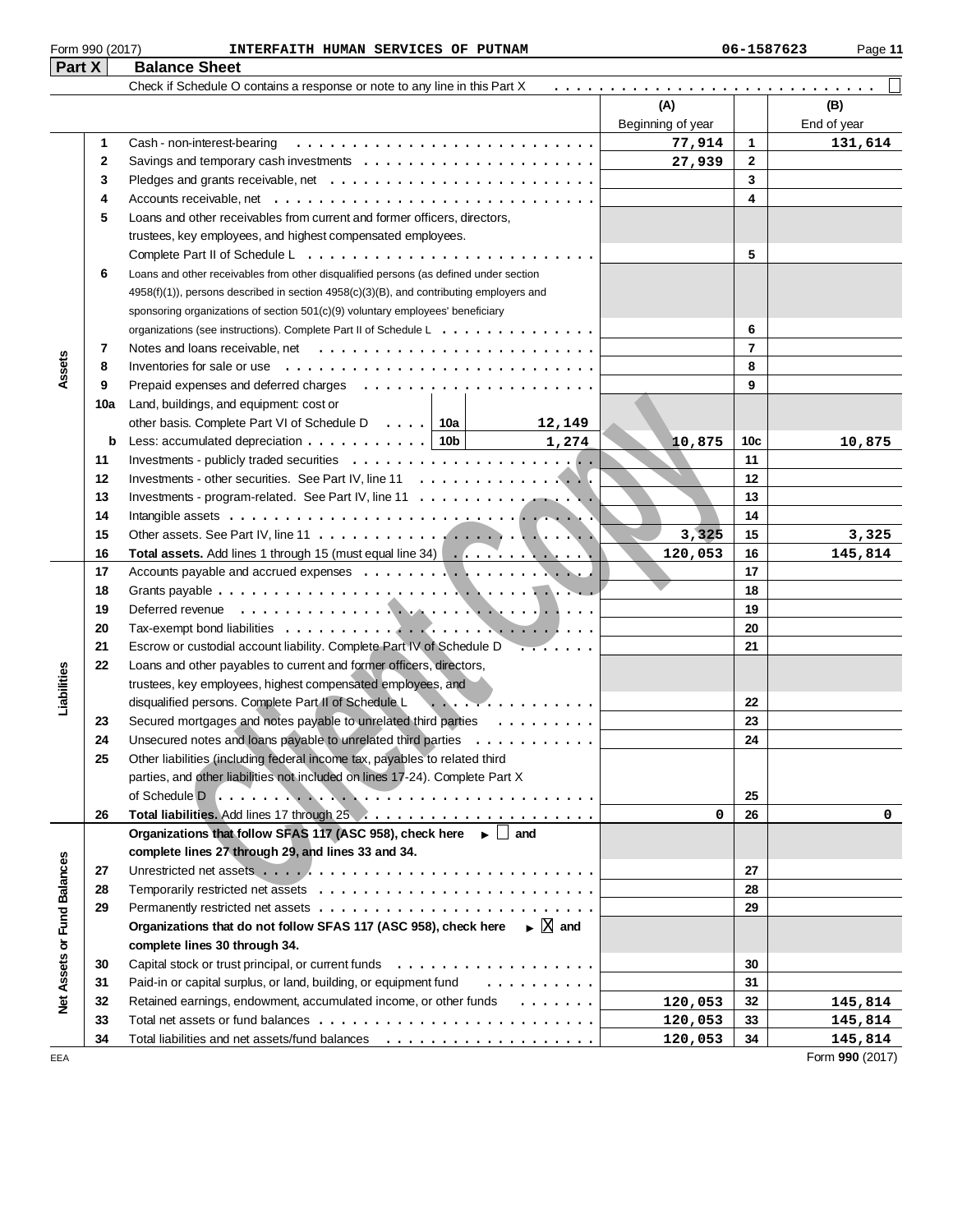Form 990 (2017) INTERFAITH HUMAN SERVICES OF PUTNAM 06-1587623

## Part X Balance Sheet

Check if Schedule O contains a response or note to any line in this Part X . . . . . . . . . . . . . . . . . . . . . . . . . . . . . ☐

| Section | Line | Description | | (A) Beginning of year | | (B) End of year |
|---|---|---|---|---|---|---|
| Assets | 1 | Cash - non-interest-bearing | | 77,914 | 1 | 131,614 |
| | 2 | Savings and temporary cash investments | | 27,939 | 2 | |
| | 3 | Pledges and grants receivable, net | | | 3 | |
| | 4 | Accounts receivable, net | | | 4 | |
| | 5 | Loans and other receivables from current and former officers, directors, trustees, key employees, and highest compensated employees. Complete Part II of Schedule L | | | 5 | |
| | 6 | Loans and other receivables from other disqualified persons (as defined under section 4958(f)(1)), persons described in section 4958(c)(3)(B), and contributing employers and sponsoring organizations of section 501(c)(9) voluntary employees' beneficiary organizations (see instructions). Complete Part II of Schedule L | | | 6 | |
| | 7 | Notes and loans receivable, net | | | 7 | |
| | 8 | Inventories for sale or use | | | 8 | |
| | 9 | Prepaid expenses and deferred charges | | | 9 | |
| | 10a | Land, buildings, and equipment: cost or other basis. Complete Part VI of Schedule D | 10a 12,149 | | | |
| | b | Less: accumulated depreciation | 10b 1,274 | 10,875 | 10c | 10,875 |
| | 11 | Investments - publicly traded securities | | | 11 | |
| | 12 | Investments - other securities. See Part IV, line 11 | | | 12 | |
| | 13 | Investments - program-related. See Part IV, line 11 | | | 13 | |
| | 14 | Intangible assets | | | 14 | |
| | 15 | Other assets. See Part IV, line 11 | | 3,325 | 15 | 3,325 |
| | 16 | **Total assets.** Add lines 1 through 15 (must equal line 34) | | 120,053 | 16 | 145,814 |
| Liabilities | 17 | Accounts payable and accrued expenses | | | 17 | |
| | 18 | Grants payable | | | 18 | |
| | 19 | Deferred revenue | | | 19 | |
| | 20 | Tax-exempt bond liabilities | | | 20 | |
| | 21 | Escrow or custodial account liability. Complete Part IV of Schedule D | | | 21 | |
| | 22 | Loans and other payables to current and former officers, directors, trustees, key employees, highest compensated employees, and disqualified persons. Complete Part II of Schedule L | | | 22 | |
| | 23 | Secured mortgages and notes payable to unrelated third parties | | | 23 | |
| | 24 | Unsecured notes and loans payable to unrelated third parties | | | 24 | |
| | 25 | Other liabilities (including federal income tax, payables to related third parties, and other liabilities not included on lines 17-24). Complete Part X of Schedule D | | | 25 | |
| | 26 | **Total liabilities.** Add lines 17 through 25 | | 0 | 26 | 0 |
| Net Assets or Fund Balances | | **Organizations that follow SFAS 117 (ASC 958), check here ► ☐ and complete lines 27 through 29, and lines 33 and 34.** | | | | |
| | 27 | Unrestricted net assets | | | 27 | |
| | 28 | Temporarily restricted net assets | | | 28 | |
| | 29 | Permanently restricted net assets | | | 29 | |
| | | **Organizations that do not follow SFAS 117 (ASC 958), check here ► ☒ and complete lines 30 through 34.** | | | | |
| | 30 | Capital stock or trust principal, or current funds | | | 30 | |
| | 31 | Paid-in or capital surplus, or land, building, or equipment fund | | | 31 | |
| | 32 | Retained earnings, endowment, accumulated income, or other funds | | 120,053 | 32 | 145,814 |
| | 33 | Total net assets or fund balances | | 120,053 | 33 | 145,814 |
| | 34 | Total liabilities and net assets/fund balances | | 120,053 | 34 | 145,814 |

Form **990** (2017)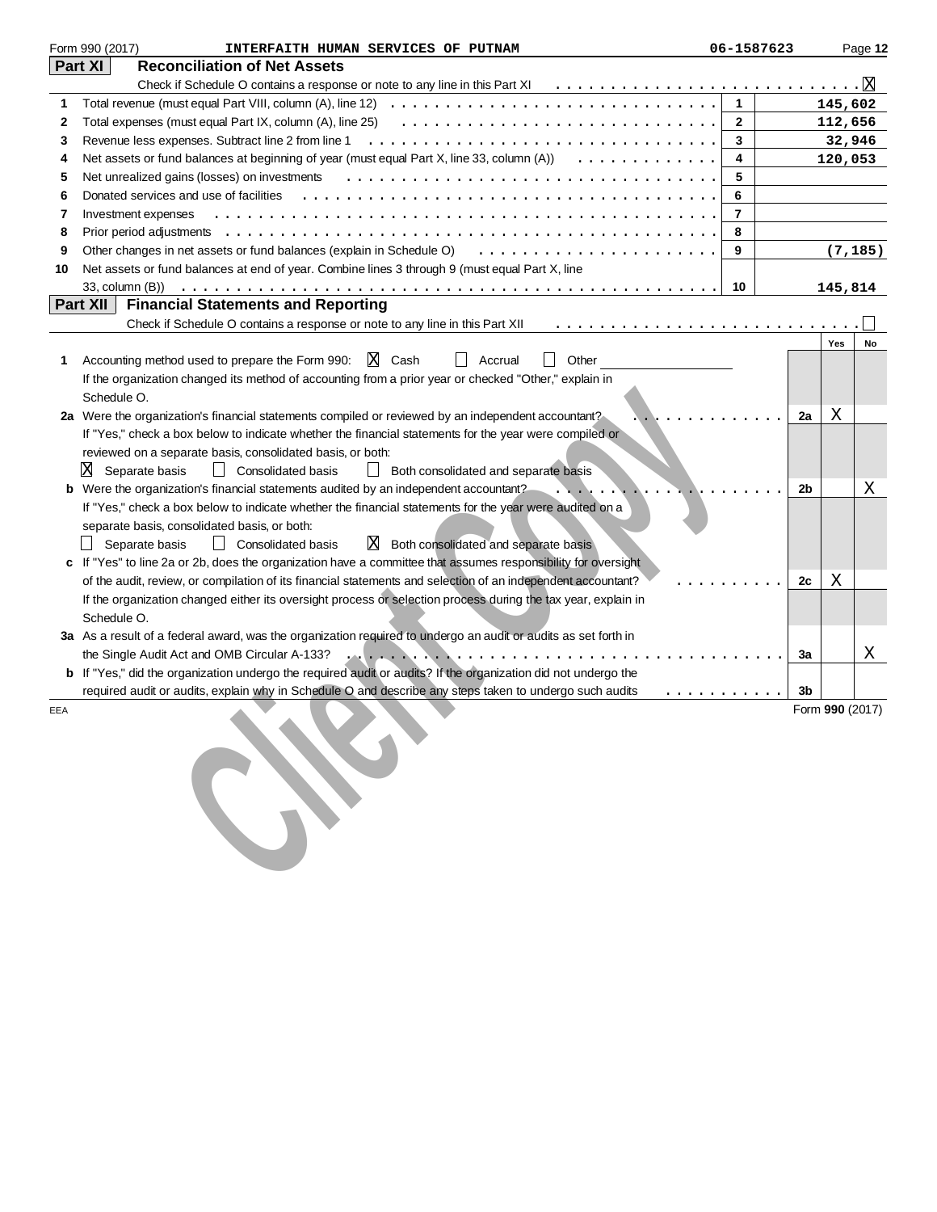Form 990 (2017) INTERFAITH HUMAN SERVICES OF PUTNAM 06-1587623

## Part XI Reconciliation of Net Assets

Check if Schedule O contains a response or note to any line in this Part XI . . . . . [X]

| | | | |
|---|---|---|---|
| 1 | Total revenue (must equal Part VIII, column (A), line 12) | 1 | 145,602 |
| 2 | Total expenses (must equal Part IX, column (A), line 25) | 2 | 112,656 |
| 3 | Revenue less expenses. Subtract line 2 from line 1 | 3 | 32,946 |
| 4 | Net assets or fund balances at beginning of year (must equal Part X, line 33, column (A)) | 4 | 120,053 |
| 5 | Net unrealized gains (losses) on investments | 5 | |
| 6 | Donated services and use of facilities | 6 | |
| 7 | Investment expenses | 7 | |
| 8 | Prior period adjustments | 8 | |
| 9 | Other changes in net assets or fund balances (explain in Schedule O) | 9 | (7,185) |
| 10 | Net assets or fund balances at end of year. Combine lines 3 through 9 (must equal Part X, line 33, column (B)) | 10 | 145,814 |

## Part XII Financial Statements and Reporting

Check if Schedule O contains a response or note to any line in this Part XII . . . . . [ ]

| | | | Yes | No |
|---|---|---|---|---|
| 1 | Accounting method used to prepare the Form 990: [X] Cash [ ] Accrual [ ] Other<br>If the organization changed its method of accounting from a prior year or checked "Other," explain in Schedule O. | | | |
| 2a | Were the organization's financial statements compiled or reviewed by an independent accountant?<br>If "Yes," check a box below to indicate whether the financial statements for the year were compiled or reviewed on a separate basis, consolidated basis, or both:<br>[X] Separate basis [ ] Consolidated basis [ ] Both consolidated and separate basis | 2a | X | |
| b | Were the organization's financial statements audited by an independent accountant?<br>If "Yes," check a box below to indicate whether the financial statements for the year were audited on a separate basis, consolidated basis, or both:<br>[ ] Separate basis [ ] Consolidated basis [X] Both consolidated and separate basis | 2b | | X |
| c | If "Yes" to line 2a or 2b, does the organization have a committee that assumes responsibility for oversight of the audit, review, or compilation of its financial statements and selection of an independent accountant?<br>If the organization changed either its oversight process or selection process during the tax year, explain in Schedule O. | 2c | X | |
| 3a | As a result of a federal award, was the organization required to undergo an audit or audits as set forth in the Single Audit Act and OMB Circular A-133? | 3a | | X |
| b | If "Yes," did the organization undergo the required audit or audits? If the organization did not undergo the required audit or audits, explain why in Schedule O and describe any steps taken to undergo such audits | 3b | | |

EEA Form 990 (2017)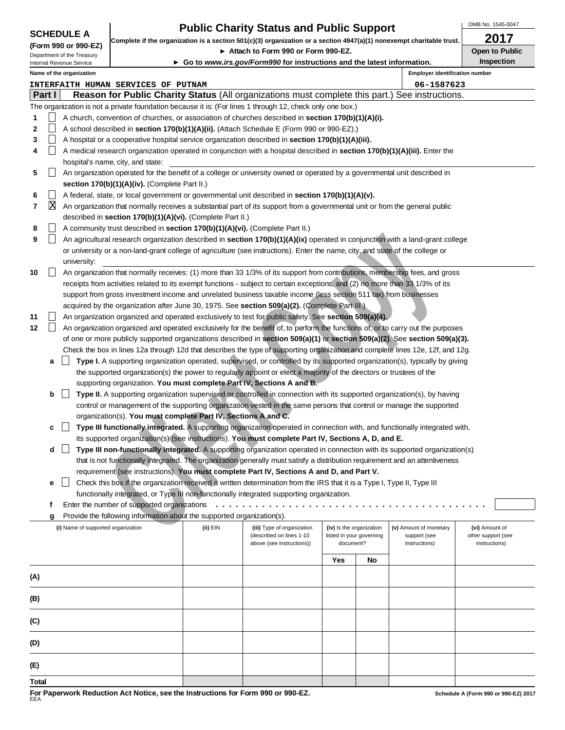**SCHEDULE A**
**(Form 990 or 990-EZ)**
Department of the Treasury
Internal Revenue Service

# Public Charity Status and Public Support

**Complete if the organization is a section 501(c)(3) organization or a section 4947(a)(1) nonexempt charitable trust.**
► **Attach to Form 990 or Form 990-EZ.**
► **Go to *www.irs.gov/Form990* for instructions and the latest information.**

OMB No. 1545-0047
**2017**
**Open to Public Inspection**

**Name of the organization:** INTERFAITH HUMAN SERVICES OF PUTNAM
**Employer identification number:** 06-1587623

## Part I — Reason for Public Charity Status (All organizations must complete this part.) See instructions.

The organization is not a private foundation because it is: (For lines 1 through 12, check only one box.)

1. ☐ A church, convention of churches, or association of churches described in **section 170(b)(1)(A)(i).**
2. ☐ A school described in **section 170(b)(1)(A)(ii).** (Attach Schedule E (Form 990 or 990-EZ).)
3. ☐ A hospital or a cooperative hospital service organization described in **section 170(b)(1)(A)(iii).**
4. ☐ A medical research organization operated in conjunction with a hospital described in **section 170(b)(1)(A)(iii).** Enter the hospital's name, city, and state:
5. ☐ An organization operated for the benefit of a college or university owned or operated by a governmental unit described in **section 170(b)(1)(A)(iv).** (Complete Part II.)
6. ☐ A federal, state, or local government or governmental unit described in **section 170(b)(1)(A)(v).**
7. ☒ An organization that normally receives a substantial part of its support from a governmental unit or from the general public described in **section 170(b)(1)(A)(vi).** (Complete Part II.)
8. ☐ A community trust described in **section 170(b)(1)(A)(vi).** (Complete Part II.)
9. ☐ An agricultural research organization described in **section 170(b)(1)(A)(ix)** operated in conjunction with a land-grant college or university or a non-land-grant college of agriculture (see instructions). Enter the name, city, and state of the college or university:
10. ☐ An organization that normally receives: (1) more than 33 1/3% of its support from contributions, membership fees, and gross receipts from activities related to its exempt functions - subject to certain exceptions, and (2) no more than 33 1/3% of its support from gross investment income and unrelated business taxable income (less section 511 tax) from businesses acquired by the organization after June 30, 1975. See **section 509(a)(2).** (Complete Part III.)
11. ☐ An organization organized and operated exclusively to test for public safety. See **section 509(a)(4).**
12. ☐ An organization organized and operated exclusively for the benefit of, to perform the functions of, or to carry out the purposes of one or more publicly supported organizations described in **section 509(a)(1)** or **section 509(a)(2).** See **section 509(a)(3).** Check the box in lines 12a through 12d that describes the type of supporting organization and complete lines 12e, 12f, and 12g.
   - **a** ☐ **Type I.** A supporting organization operated, supervised, or controlled by its supported organization(s), typically by giving the supported organization(s) the power to regularly appoint or elect a majority of the directors or trustees of the supporting organization. **You must complete Part IV, Sections A and B.**
   - **b** ☐ **Type II.** A supporting organization supervised or controlled in connection with its supported organization(s), by having control or management of the supporting organization vested in the same persons that control or manage the supported organization(s). **You must complete Part IV, Sections A and C.**
   - **c** ☐ **Type III functionally integrated.** A supporting organization operated in connection with, and functionally integrated with, its supported organization(s) (see instructions). **You must complete Part IV, Sections A, D, and E.**
   - **d** ☐ **Type III non-functionally integrated.** A supporting organization operated in connection with its supported organization(s) that is not functionally integrated. The organization generally must satisfy a distribution requirement and an attentiveness requirement (see instructions). **You must complete Part IV, Sections A and D, and Part V.**
   - **e** ☐ Check this box if the organization received a written determination from the IRS that it is a Type I, Type II, Type III functionally integrated, or Type III non-functionally integrated supporting organization.
   - **f** Enter the number of supported organizations
   - **g** Provide the following information about the supported organization(s).

| | (i) Name of supported organization | (ii) EIN | (iii) Type of organization (described on lines 1-10 above (see instructions)) | (iv) Is the organization listed in your governing document? Yes | No | (v) Amount of monetary support (see instructions) | (vi) Amount of other support (see instructions) |
|---|---|---|---|---|---|---|---|
| (A) | | | | | | | |
| (B) | | | | | | | |
| (C) | | | | | | | |
| (D) | | | | | | | |
| (E) | | | | | | | |
| **Total** | | | | | | | |

**For Paperwork Reduction Act Notice, see the Instructions for Form 990 or 990-EZ.**
EEA
Schedule A (Form 990 or 990-EZ) 2017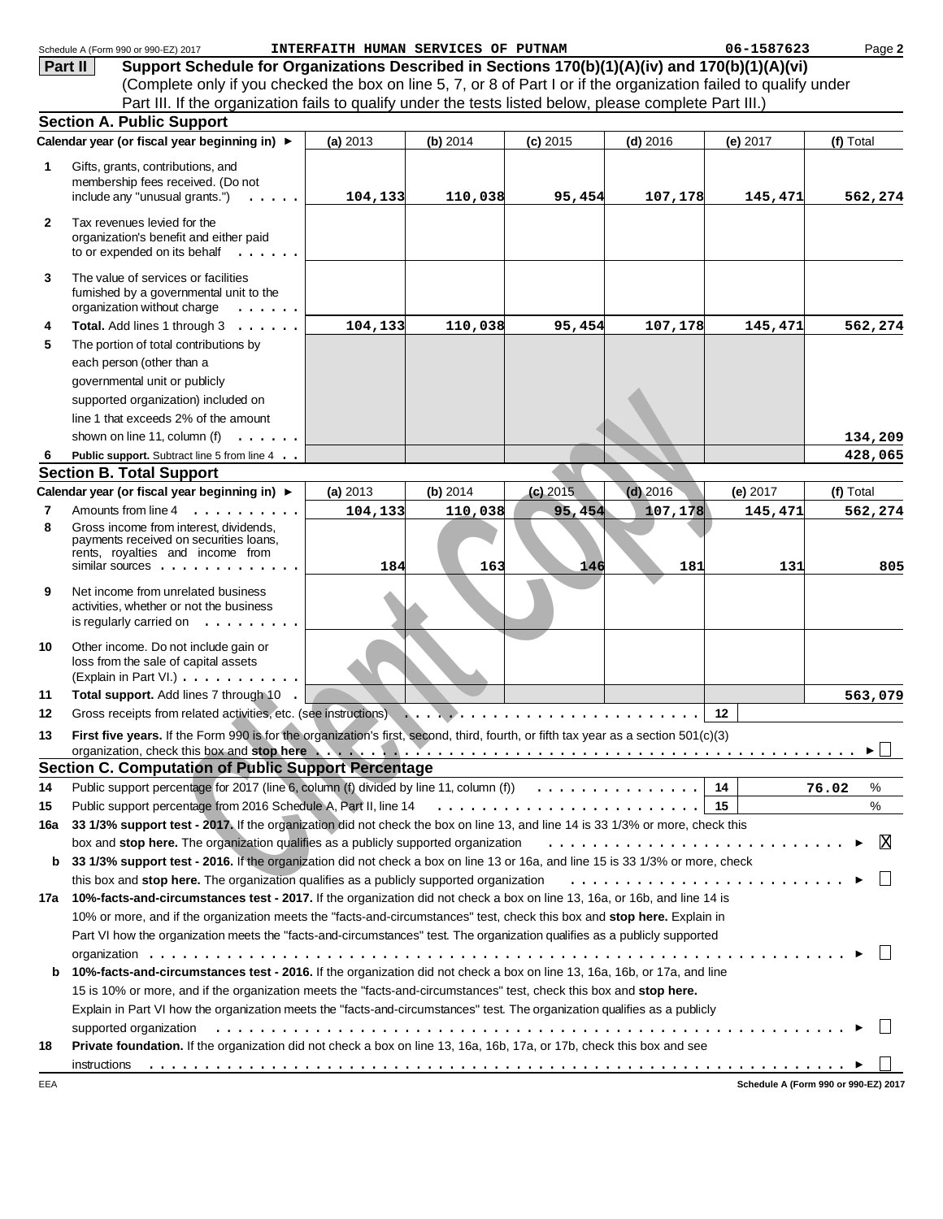Schedule A (Form 990 or 990-EZ) 2017 INTERFAITH HUMAN SERVICES OF PUTNAM 06-1587623 Page 2

**Part II** **Support Schedule for Organizations Described in Sections 170(b)(1)(A)(iv) and 170(b)(1)(A)(vi)**
(Complete only if you checked the box on line 5, 7, or 8 of Part I or if the organization failed to qualify under Part III. If the organization fails to qualify under the tests listed below, please complete Part III.)

## Section A. Public Support

| Calendar year (or fiscal year beginning in) ► | (a) 2013 | (b) 2014 | (c) 2015 | (d) 2016 | (e) 2017 | (f) Total |
|---|---|---|---|---|---|---|
| 1 Gifts, grants, contributions, and membership fees received. (Do not include any "unusual grants.") | 104,133 | 110,038 | 95,454 | 107,178 | 145,471 | 562,274 |
| 2 Tax revenues levied for the organization's benefit and either paid to or expended on its behalf | | | | | | |
| 3 The value of services or facilities furnished by a governmental unit to the organization without charge | | | | | | |
| 4 **Total.** Add lines 1 through 3 | 104,133 | 110,038 | 95,454 | 107,178 | 145,471 | 562,274 |
| 5 The portion of total contributions by each person (other than a governmental unit or publicly supported organization) included on line 1 that exceeds 2% of the amount shown on line 11, column (f) | | | | | | 134,209 |
| 6 **Public support.** Subtract line 5 from line 4 | | | | | | 428,065 |

## Section B. Total Support

| Calendar year (or fiscal year beginning in) ► | (a) 2013 | (b) 2014 | (c) 2015 | (d) 2016 | (e) 2017 | (f) Total |
|---|---|---|---|---|---|---|
| 7 Amounts from line 4 | 104,133 | 110,038 | 95,454 | 107,178 | 145,471 | 562,274 |
| 8 Gross income from interest, dividends, payments received on securities loans, rents, royalties and income from similar sources | 184 | 163 | 146 | 181 | 131 | 805 |
| 9 Net income from unrelated business activities, whether or not the business is regularly carried on | | | | | | |
| 10 Other income. Do not include gain or loss from the sale of capital assets (Explain in Part VI.) | | | | | | |
| 11 **Total support.** Add lines 7 through 10 | | | | | | 563,079 |

12 Gross receipts from related activities, etc. (see instructions) . . . . 12

13 **First five years.** If the Form 990 is for the organization's first, second, third, fourth, or fifth tax year as a section 501(c)(3) organization, check this box and **stop here** . . . . ► ☐

## Section C. Computation of Public Support Percentage

14 Public support percentage for 2017 (line 6, column (f) divided by line 11, column (f)) . . . . 14 76.02 %

15 Public support percentage from 2016 Schedule A, Part II, line 14 . . . . 15 %

16a **33 1/3% support test - 2017.** If the organization did not check the box on line 13, and line 14 is 33 1/3% or more, check this box and **stop here.** The organization qualifies as a publicly supported organization . . . . ► ☒

b **33 1/3% support test - 2016.** If the organization did not check a box on line 13 or 16a, and line 15 is 33 1/3% or more, check this box and **stop here.** The organization qualifies as a publicly supported organization . . . . ► ☐

17a **10%-facts-and-circumstances test - 2017.** If the organization did not check a box on line 13, 16a, or 16b, and line 14 is 10% or more, and if the organization meets the "facts-and-circumstances" test, check this box and **stop here.** Explain in Part VI how the organization meets the "facts-and-circumstances" test. The organization qualifies as a publicly supported organization . . . . ► ☐

b **10%-facts-and-circumstances test - 2016.** If the organization did not check a box on line 13, 16a, 16b, or 17a, and line 15 is 10% or more, and if the organization meets the "facts-and-circumstances" test, check this box and **stop here.** Explain in Part VI how the organization meets the "facts-and-circumstances" test. The organization qualifies as a publicly supported organization . . . . ► ☐

18 **Private foundation.** If the organization did not check a box on line 13, 16a, 16b, 17a, or 17b, check this box and see instructions . . . . ► ☐

EEA Schedule A (Form 990 or 990-EZ) 2017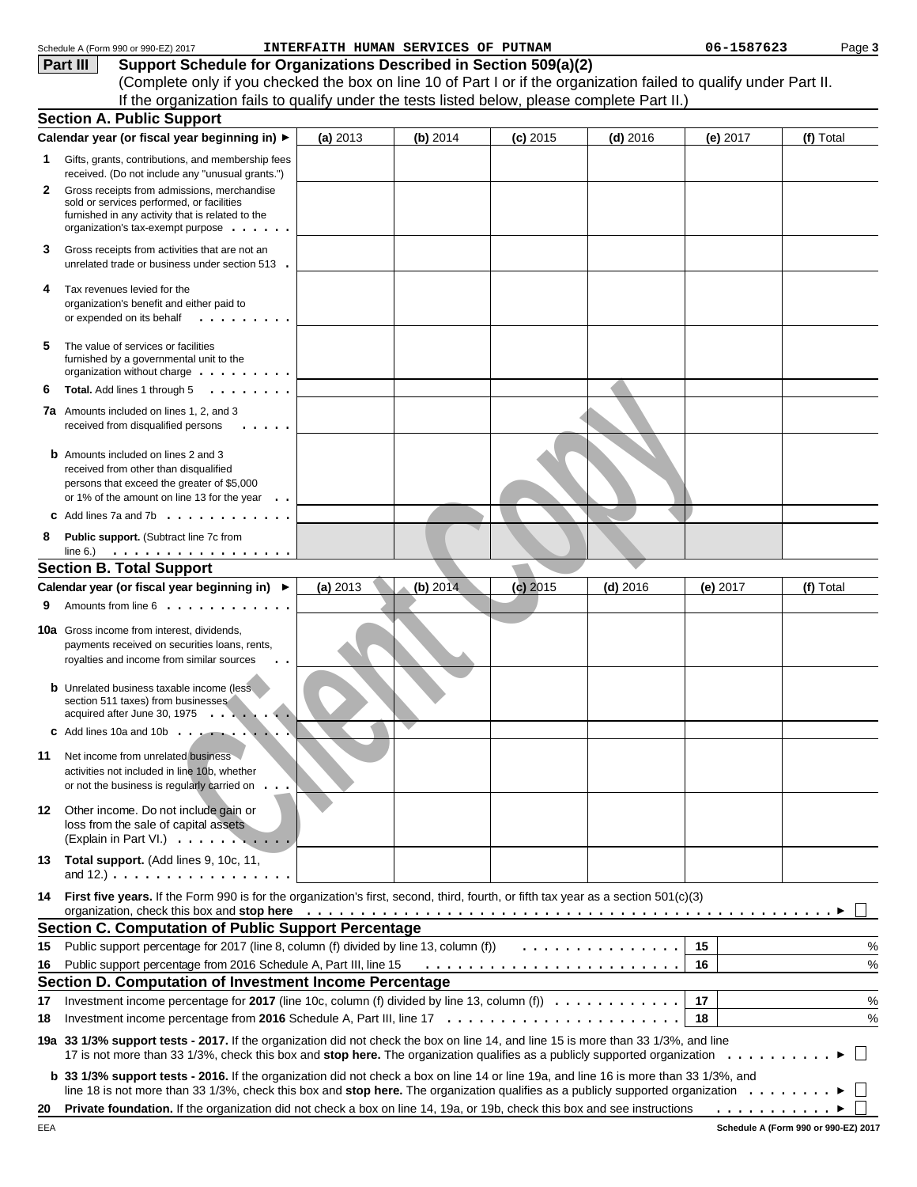Schedule A (Form 990 or 990-EZ) 2017 INTERFAITH HUMAN SERVICES OF PUTNAM 06-1587623 Page 3

## Part III Support Schedule for Organizations Described in Section 509(a)(2)

(Complete only if you checked the box on line 10 of Part I or if the organization failed to qualify under Part II. If the organization fails to qualify under the tests listed below, please complete Part II.)

### Section A. Public Support

| Calendar year (or fiscal year beginning in) ► | (a) 2013 | (b) 2014 | (c) 2015 | (d) 2016 | (e) 2017 | (f) Total |
|---|---|---|---|---|---|---|
| **1** Gifts, grants, contributions, and membership fees received. (Do not include any "unusual grants.") | | | | | | |
| **2** Gross receipts from admissions, merchandise sold or services performed, or facilities furnished in any activity that is related to the organization's tax-exempt purpose | | | | | | |
| **3** Gross receipts from activities that are not an unrelated trade or business under section 513 | | | | | | |
| **4** Tax revenues levied for the organization's benefit and either paid to or expended on its behalf | | | | | | |
| **5** The value of services or facilities furnished by a governmental unit to the organization without charge | | | | | | |
| **6** **Total.** Add lines 1 through 5 | | | | | | |
| **7a** Amounts included on lines 1, 2, and 3 received from disqualified persons | | | | | | |
| **b** Amounts included on lines 2 and 3 received from other than disqualified persons that exceed the greater of $5,000 or 1% of the amount on line 13 for the year | | | | | | |
| **c** Add lines 7a and 7b | | | | | | |
| **8** **Public support.** (Subtract line 7c from line 6.) | | | | | | |

### Section B. Total Support

| Calendar year (or fiscal year beginning in) ► | (a) 2013 | (b) 2014 | (c) 2015 | (d) 2016 | (e) 2017 | (f) Total |
|---|---|---|---|---|---|---|
| **9** Amounts from line 6 | | | | | | |
| **10a** Gross income from interest, dividends, payments received on securities loans, rents, royalties and income from similar sources | | | | | | |
| **b** Unrelated business taxable income (less section 511 taxes) from businesses acquired after June 30, 1975 | | | | | | |
| **c** Add lines 10a and 10b | | | | | | |
| **11** Net income from unrelated business activities not included in line 10b, whether or not the business is regularly carried on | | | | | | |
| **12** Other income. Do not include gain or loss from the sale of capital assets (Explain in Part VI.) | | | | | | |
| **13** **Total support.** (Add lines 9, 10c, 11, and 12.) | | | | | | |

**14** **First five years.** If the Form 990 is for the organization's first, second, third, fourth, or fifth tax year as a section 501(c)(3) organization, check this box and **stop here** ► ☐

### Section C. Computation of Public Support Percentage

| | | | |
|---|---|---|---|
| **15** | Public support percentage for 2017 (line 8, column (f) divided by line 13, column (f)) | 15 | % |
| **16** | Public support percentage from 2016 Schedule A, Part III, line 15 | 16 | % |

### Section D. Computation of Investment Income Percentage

| | | | |
|---|---|---|---|
| **17** | Investment income percentage for **2017** (line 10c, column (f) divided by line 13, column (f)) | 17 | % |
| **18** | Investment income percentage from **2016** Schedule A, Part III, line 17 | 18 | % |

**19a** **33 1/3% support tests - 2017.** If the organization did not check the box on line 14, and line 15 is more than 33 1/3%, and line 17 is not more than 33 1/3%, check this box and **stop here.** The organization qualifies as a publicly supported organization ► ☐

**b** **33 1/3% support tests - 2016.** If the organization did not check a box on line 14 or line 19a, and line 16 is more than 33 1/3%, and line 18 is not more than 33 1/3%, check this box and **stop here.** The organization qualifies as a publicly supported organization ► ☐

**20** **Private foundation.** If the organization did not check a box on line 14, 19a, or 19b, check this box and see instructions ► ☐

EEA Schedule A (Form 990 or 990-EZ) 2017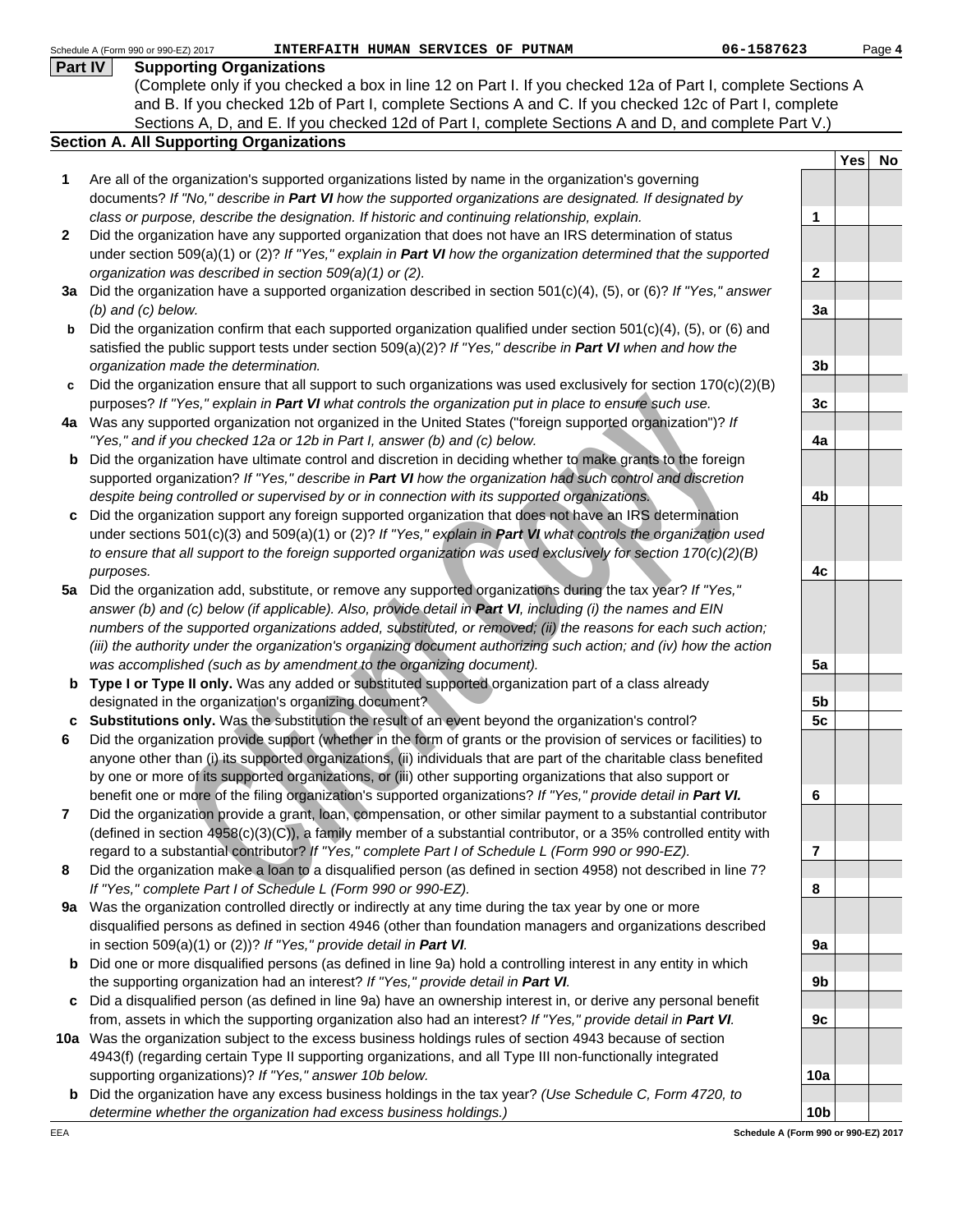Schedule A (Form 990 or 990-EZ) 2017 INTERFAITH HUMAN SERVICES OF PUTNAM 06-1587623 Page 4

**Part IV Supporting Organizations**

(Complete only if you checked a box in line 12 on Part I. If you checked 12a of Part I, complete Sections A and B. If you checked 12b of Part I, complete Sections A and C. If you checked 12c of Part I, complete Sections A, D, and E. If you checked 12d of Part I, complete Sections A and D, and complete Part V.)

**Section A. All Supporting Organizations**

| | | | Yes | No |
|---|---|---|---|---|
| **1** | Are all of the organization's supported organizations listed by name in the organization's governing documents? *If "No," describe in* ***Part VI*** *how the supported organizations are designated. If designated by class or purpose, describe the designation. If historic and continuing relationship, explain.* | 1 | | |
| **2** | Did the organization have any supported organization that does not have an IRS determination of status under section 509(a)(1) or (2)? *If "Yes," explain in* ***Part VI*** *how the organization determined that the supported organization was described in section 509(a)(1) or (2).* | 2 | | |
| **3a** | Did the organization have a supported organization described in section 501(c)(4), (5), or (6)? *If "Yes," answer (b) and (c) below.* | 3a | | |
| **b** | Did the organization confirm that each supported organization qualified under section 501(c)(4), (5), or (6) and satisfied the public support tests under section 509(a)(2)? *If "Yes," describe in* ***Part VI*** *when and how the organization made the determination.* | 3b | | |
| **c** | Did the organization ensure that all support to such organizations was used exclusively for section 170(c)(2)(B) purposes? *If "Yes," explain in* ***Part VI*** *what controls the organization put in place to ensure such use.* | 3c | | |
| **4a** | Was any supported organization not organized in the United States ("foreign supported organization")? *If "Yes," and if you checked 12a or 12b in Part I, answer (b) and (c) below.* | 4a | | |
| **b** | Did the organization have ultimate control and discretion in deciding whether to make grants to the foreign supported organization? *If "Yes," describe in* ***Part VI*** *how the organization had such control and discretion despite being controlled or supervised by or in connection with its supported organizations.* | 4b | | |
| **c** | Did the organization support any foreign supported organization that does not have an IRS determination under sections 501(c)(3) and 509(a)(1) or (2)? *If "Yes," explain in* ***Part VI*** *what controls the organization used to ensure that all support to the foreign supported organization was used exclusively for section 170(c)(2)(B) purposes.* | 4c | | |
| **5a** | Did the organization add, substitute, or remove any supported organizations during the tax year? *If "Yes," answer (b) and (c) below (if applicable). Also, provide detail in* ***Part VI****, including (i) the names and EIN numbers of the supported organizations added, substituted, or removed; (ii) the reasons for each such action; (iii) the authority under the organization's organizing document authorizing such action; and (iv) how the action was accomplished (such as by amendment to the organizing document).* | 5a | | |
| **b** | **Type I or Type II only.** Was any added or substituted supported organization part of a class already designated in the organization's organizing document? | 5b | | |
| **c** | **Substitutions only.** Was the substitution the result of an event beyond the organization's control? | 5c | | |
| **6** | Did the organization provide support (whether in the form of grants or the provision of services or facilities) to anyone other than (i) its supported organizations, (ii) individuals that are part of the charitable class benefited by one or more of its supported organizations, or (iii) other supporting organizations that also support or benefit one or more of the filing organization's supported organizations? *If "Yes," provide detail in* ***Part VI.*** | 6 | | |
| **7** | Did the organization provide a grant, loan, compensation, or other similar payment to a substantial contributor (defined in section 4958(c)(3)(C)), a family member of a substantial contributor, or a 35% controlled entity with regard to a substantial contributor? *If "Yes," complete Part I of Schedule L (Form 990 or 990-EZ).* | 7 | | |
| **8** | Did the organization make a loan to a disqualified person (as defined in section 4958) not described in line 7? *If "Yes," complete Part I of Schedule L (Form 990 or 990-EZ).* | 8 | | |
| **9a** | Was the organization controlled directly or indirectly at any time during the tax year by one or more disqualified persons as defined in section 4946 (other than foundation managers and organizations described in section 509(a)(1) or (2))? *If "Yes," provide detail in* ***Part VI.*** | 9a | | |
| **b** | Did one or more disqualified persons (as defined in line 9a) hold a controlling interest in any entity in which the supporting organization had an interest? *If "Yes," provide detail in* ***Part VI.*** | 9b | | |
| **c** | Did a disqualified person (as defined in line 9a) have an ownership interest in, or derive any personal benefit from, assets in which the supporting organization also had an interest? *If "Yes," provide detail in* ***Part VI.*** | 9c | | |
| **10a** | Was the organization subject to the excess business holdings rules of section 4943 because of section 4943(f) (regarding certain Type II supporting organizations, and all Type III non-functionally integrated supporting organizations)? *If "Yes," answer 10b below.* | 10a | | |
| **b** | Did the organization have any excess business holdings in the tax year? *(Use Schedule C, Form 4720, to determine whether the organization had excess business holdings.)* | 10b | | |

EEA Schedule A (Form 990 or 990-EZ) 2017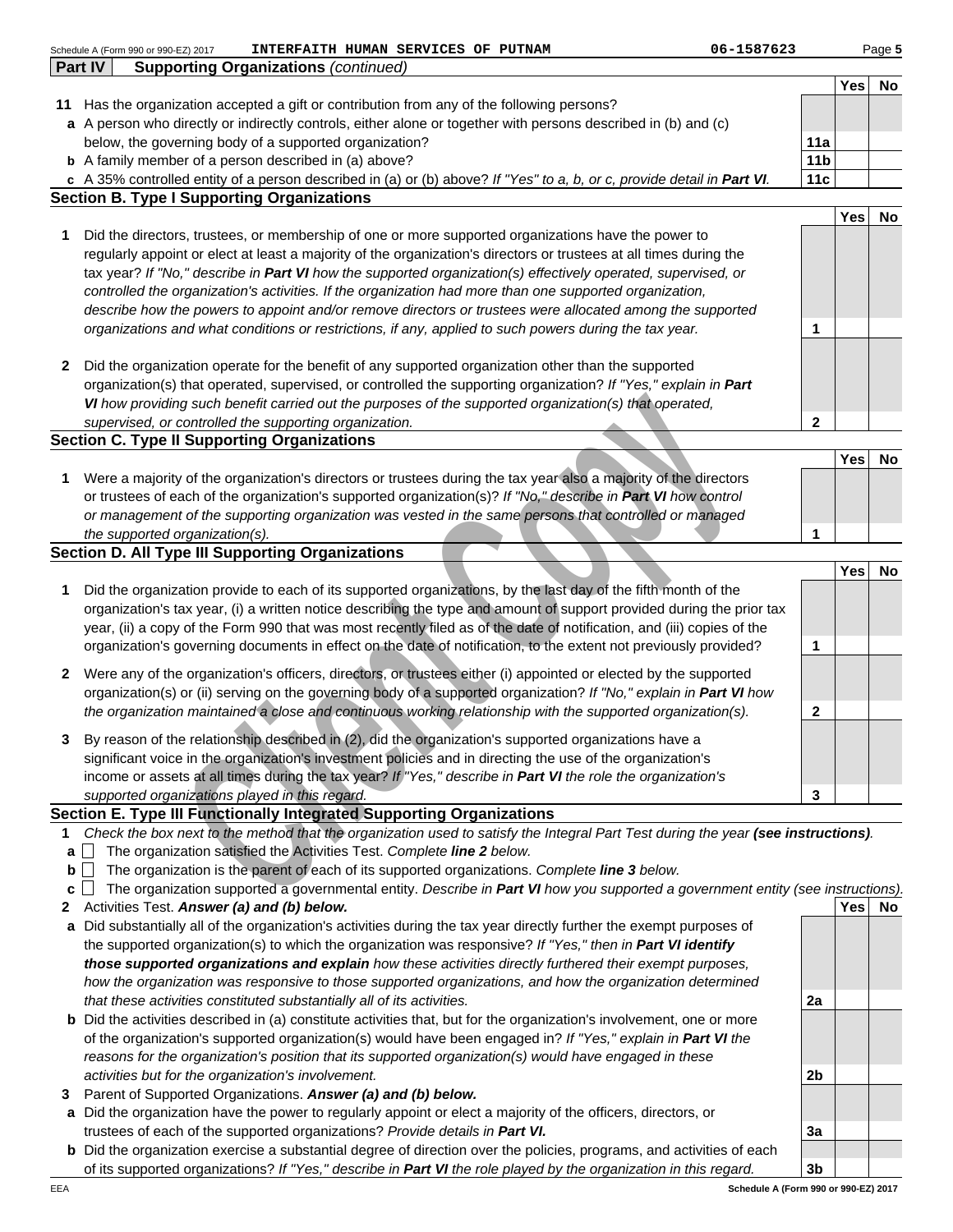Schedule A (Form 990 or 990-EZ) 2017 INTERFAITH HUMAN SERVICES OF PUTNAM 06-1587623

**Part IV Supporting Organizations** *(continued)*

| | | | Yes | No |
|---|---|---|---|---|
| **11** | Has the organization accepted a gift or contribution from any of the following persons? | | | |
| **a** | A person who directly or indirectly controls, either alone or together with persons described in (b) and (c) below, the governing body of a supported organization? | 11a | | |
| **b** | A family member of a person described in (a) above? | 11b | | |
| **c** | A 35% controlled entity of a person described in (a) or (b) above? *If "Yes" to a, b, or c, provide detail in* ***Part VI.*** | 11c | | |

## Section B. Type I Supporting Organizations

| | | | Yes | No |
|---|---|---|---|---|
| **1** | Did the directors, trustees, or membership of one or more supported organizations have the power to regularly appoint or elect at least a majority of the organization's directors or trustees at all times during the tax year? *If "No," describe in* ***Part VI*** *how the supported organization(s) effectively operated, supervised, or controlled the organization's activities. If the organization had more than one supported organization, describe how the powers to appoint and/or remove directors or trustees were allocated among the supported organizations and what conditions or restrictions, if any, applied to such powers during the tax year.* | 1 | | |
| **2** | Did the organization operate for the benefit of any supported organization other than the supported organization(s) that operated, supervised, or controlled the supporting organization? *If "Yes," explain in* ***Part VI*** *how providing such benefit carried out the purposes of the supported organization(s) that operated, supervised, or controlled the supporting organization.* | 2 | | |

## Section C. Type II Supporting Organizations

| | | | Yes | No |
|---|---|---|---|---|
| **1** | Were a majority of the organization's directors or trustees during the tax year also a majority of the directors or trustees of each of the organization's supported organization(s)? *If "No," describe in* ***Part VI*** *how control or management of the supporting organization was vested in the same persons that controlled or managed the supported organization(s).* | 1 | | |

## Section D. All Type III Supporting Organizations

| | | | Yes | No |
|---|---|---|---|---|
| **1** | Did the organization provide to each of its supported organizations, by the last day of the fifth month of the organization's tax year, (i) a written notice describing the type and amount of support provided during the prior tax year, (ii) a copy of the Form 990 that was most recently filed as of the date of notification, and (iii) copies of the organization's governing documents in effect on the date of notification, to the extent not previously provided? | 1 | | |
| **2** | Were any of the organization's officers, directors, or trustees either (i) appointed or elected by the supported organization(s) or (ii) serving on the governing body of a supported organization? *If "No," explain in* ***Part VI*** *how the organization maintained a close and continuous working relationship with the supported organization(s).* | 2 | | |
| **3** | By reason of the relationship described in (2), did the organization's supported organizations have a significant voice in the organization's investment policies and in directing the use of the organization's income or assets at all times during the tax year? *If "Yes," describe in* ***Part VI*** *the role the organization's supported organizations played in this regard.* | 3 | | |

## Section E. Type III Functionally Integrated Supporting Organizations

**1** *Check the box next to the method that the organization used to satisfy the Integral Part Test during the year* ***(see instructions).***

- **a** ☐ The organization satisfied the Activities Test. *Complete* ***line 2*** *below.*
- **b** ☐ The organization is the parent of each of its supported organizations. *Complete* ***line 3*** *below.*
- **c** ☐ The organization supported a governmental entity. *Describe in* ***Part VI*** *how you supported a government entity (see instructions).*

| | | | Yes | No |
|---|---|---|---|---|
| **2** | Activities Test. ***Answer (a) and (b) below.*** | | | |
| **a** | Did substantially all of the organization's activities during the tax year directly further the exempt purposes of the supported organization(s) to which the organization was responsive? *If "Yes," then in* ***Part VI identify those supported organizations and explain*** *how these activities directly furthered their exempt purposes, how the organization was responsive to those supported organizations, and how the organization determined that these activities constituted substantially all of its activities.* | 2a | | |
| **b** | Did the activities described in (a) constitute activities that, but for the organization's involvement, one or more of the organization's supported organization(s) would have been engaged in? *If "Yes," explain in* ***Part VI*** *the reasons for the organization's position that its supported organization(s) would have engaged in these activities but for the organization's involvement.* | 2b | | |
| **3** | Parent of Supported Organizations. ***Answer (a) and (b) below.*** | | | |
| **a** | Did the organization have the power to regularly appoint or elect a majority of the officers, directors, or trustees of each of the supported organizations? *Provide details in* ***Part VI.*** | 3a | | |
| **b** | Did the organization exercise a substantial degree of direction over the policies, programs, and activities of each of its supported organizations? *If "Yes," describe in* ***Part VI*** *the role played by the organization in this regard.* | 3b | | |

EEA **Schedule A (Form 990 or 990-EZ) 2017**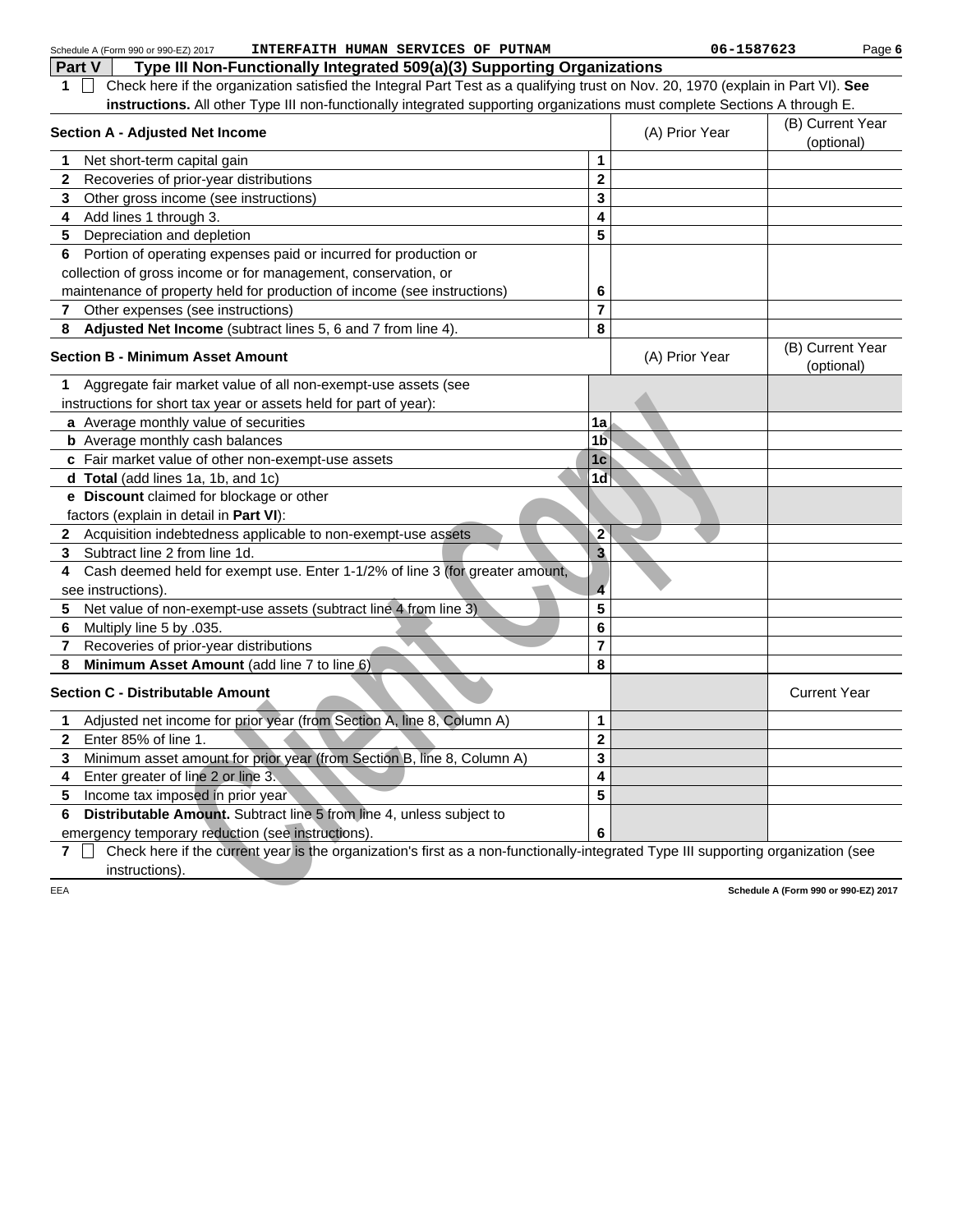## Part V Type III Non-Functionally Integrated 509(a)(3) Supporting Organizations

**1** ☐ Check here if the organization satisfied the Integral Part Test as a qualifying trust on Nov. 20, 1970 (explain in Part VI). **See instructions.** All other Type III non-functionally integrated supporting organizations must complete Sections A through E.

| Section A - Adjusted Net Income | | (A) Prior Year | (B) Current Year (optional) |
|---|---|---|---|
| **1** Net short-term capital gain | 1 | | |
| **2** Recoveries of prior-year distributions | 2 | | |
| **3** Other gross income (see instructions) | 3 | | |
| **4** Add lines 1 through 3. | 4 | | |
| **5** Depreciation and depletion | 5 | | |
| **6** Portion of operating expenses paid or incurred for production or collection of gross income or for management, conservation, or maintenance of property held for production of income (see instructions) | 6 | | |
| **7** Other expenses (see instructions) | 7 | | |
| **8** **Adjusted Net Income** (subtract lines 5, 6 and 7 from line 4). | 8 | | |

| Section B - Minimum Asset Amount | | (A) Prior Year | (B) Current Year (optional) |
|---|---|---|---|
| **1** Aggregate fair market value of all non-exempt-use assets (see instructions for short tax year or assets held for part of year): | | | |
| **a** Average monthly value of securities | 1a | | |
| **b** Average monthly cash balances | 1b | | |
| **c** Fair market value of other non-exempt-use assets | 1c | | |
| **d** **Total** (add lines 1a, 1b, and 1c) | 1d | | |
| **e** **Discount** claimed for blockage or other factors (explain in detail in **Part VI**): | | | |
| **2** Acquisition indebtedness applicable to non-exempt-use assets | 2 | | |
| **3** Subtract line 2 from line 1d. | 3 | | |
| **4** Cash deemed held for exempt use. Enter 1-1/2% of line 3 (for greater amount, see instructions). | 4 | | |
| **5** Net value of non-exempt-use assets (subtract line 4 from line 3) | 5 | | |
| **6** Multiply line 5 by .035. | 6 | | |
| **7** Recoveries of prior-year distributions | 7 | | |
| **8** **Minimum Asset Amount** (add line 7 to line 6) | 8 | | |

| Section C - Distributable Amount | | | Current Year |
|---|---|---|---|
| **1** Adjusted net income for prior year (from Section A, line 8, Column A) | 1 | | |
| **2** Enter 85% of line 1. | 2 | | |
| **3** Minimum asset amount for prior year (from Section B, line 8, Column A) | 3 | | |
| **4** Enter greater of line 2 or line 3. | 4 | | |
| **5** Income tax imposed in prior year | 5 | | |
| **6** **Distributable Amount.** Subtract line 5 from line 4, unless subject to emergency temporary reduction (see instructions). | 6 | | |

**7** ☐ Check here if the current year is the organization's first as a non-functionally-integrated Type III supporting organization (see instructions).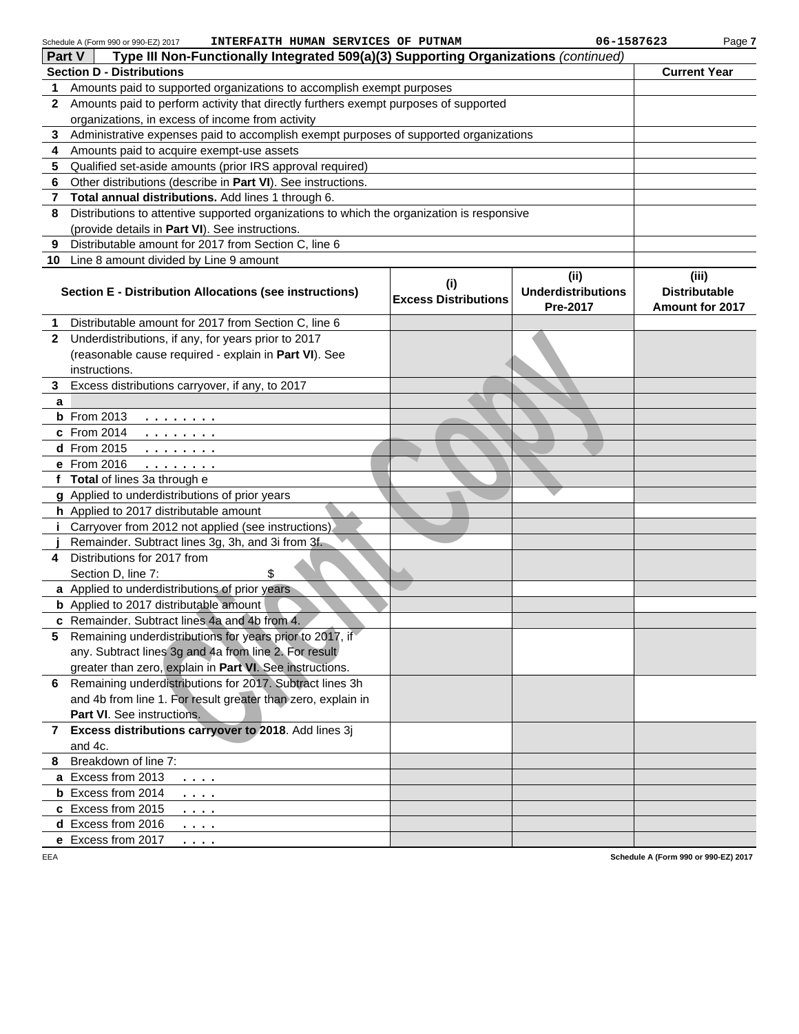Schedule A (Form 990 or 990-EZ) 2017 INTERFAITH HUMAN SERVICES OF PUTNAM 06-1587623

**Part V** Type III Non-Functionally Integrated 509(a)(3) Supporting Organizations *(continued)*

| Section D - Distributions | | Current Year |
|---|---|---|
| 1 | Amounts paid to supported organizations to accomplish exempt purposes | |
| 2 | Amounts paid to perform activity that directly furthers exempt purposes of supported organizations, in excess of income from activity | |
| 3 | Administrative expenses paid to accomplish exempt purposes of supported organizations | |
| 4 | Amounts paid to acquire exempt-use assets | |
| 5 | Qualified set-aside amounts (prior IRS approval required) | |
| 6 | Other distributions (describe in **Part VI**). See instructions. | |
| 7 | **Total annual distributions.** Add lines 1 through 6. | |
| 8 | Distributions to attentive supported organizations to which the organization is responsive (provide details in **Part VI**). See instructions. | |
| 9 | Distributable amount for 2017 from Section C, line 6 | |
| 10 | Line 8 amount divided by Line 9 amount | |

| | Section E - Distribution Allocations (see instructions) | (i) Excess Distributions | (ii) Underdistributions Pre-2017 | (iii) Distributable Amount for 2017 |
|---|---|---|---|---|
| 1 | Distributable amount for 2017 from Section C, line 6 | | | |
| 2 | Underdistributions, if any, for years prior to 2017 (reasonable cause required - explain in **Part VI**). See instructions. | | | |
| 3 | Excess distributions carryover, if any, to 2017 | | | |
| a | | | | |
| b | From 2013 | | | |
| c | From 2014 | | | |
| d | From 2015 | | | |
| e | From 2016 | | | |
| f | **Total** of lines 3a through e | | | |
| g | Applied to underdistributions of prior years | | | |
| h | Applied to 2017 distributable amount | | | |
| i | Carryover from 2012 not applied (see instructions) | | | |
| j | Remainder. Subtract lines 3g, 3h, and 3i from 3f. | | | |
| 4 | Distributions for 2017 from Section D, line 7: $ | | | |
| a | Applied to underdistributions of prior years | | | |
| b | Applied to 2017 distributable amount | | | |
| c | Remainder. Subtract lines 4a and 4b from 4. | | | |
| 5 | Remaining underdistributions for years prior to 2017, if any. Subtract lines 3g and 4a from line 2. For result greater than zero, explain in **Part VI**. See instructions. | | | |
| 6 | Remaining underdistributions for 2017. Subtract lines 3h and 4b from line 1. For result greater than zero, explain in **Part VI**. See instructions. | | | |
| 7 | **Excess distributions carryover to 2018**. Add lines 3j and 4c. | | | |
| 8 | Breakdown of line 7: | | | |
| a | Excess from 2013 | | | |
| b | Excess from 2014 | | | |
| c | Excess from 2015 | | | |
| d | Excess from 2016 | | | |
| e | Excess from 2017 | | | |

EEA Schedule A (Form 990 or 990-EZ) 2017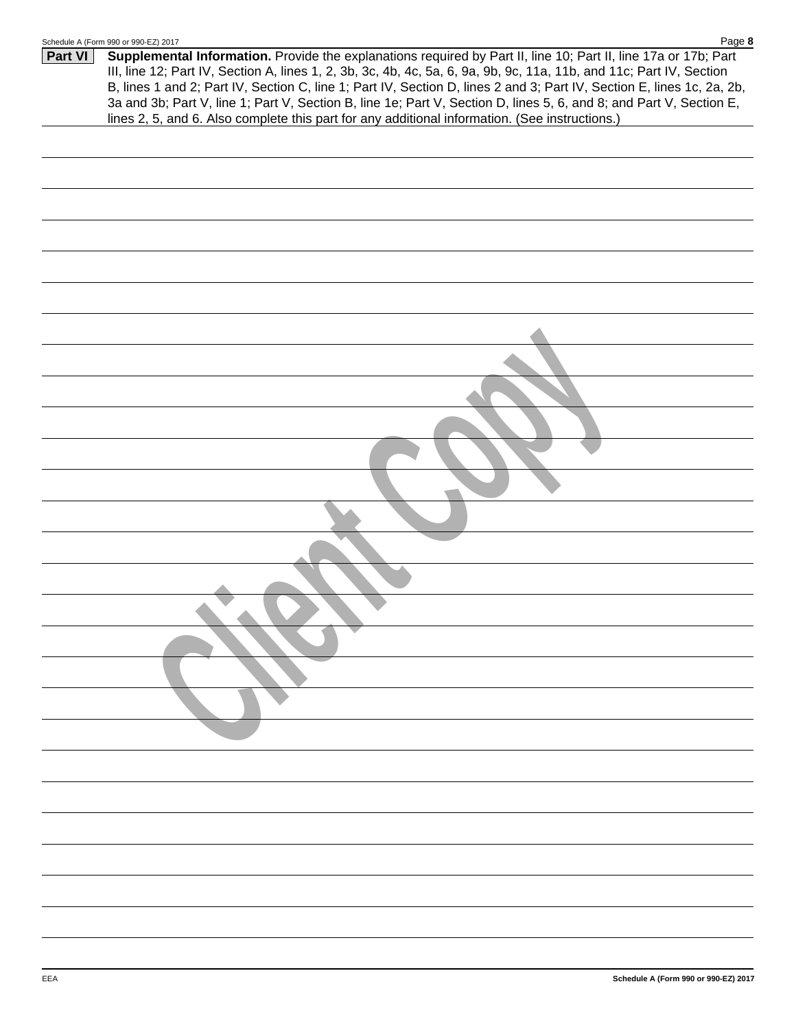**Part VI** **Supplemental Information.** Provide the explanations required by Part II, line 10; Part II, line 17a or 17b; Part III, line 12; Part IV, Section A, lines 1, 2, 3b, 3c, 4b, 4c, 5a, 6, 9a, 9b, 9c, 11a, 11b, and 11c; Part IV, Section B, lines 1 and 2; Part IV, Section C, line 1; Part IV, Section D, lines 2 and 3; Part IV, Section E, lines 1c, 2a, 2b, 3a and 3b; Part V, line 1; Part V, Section B, line 1e; Part V, Section D, lines 5, 6, and 8; and Part V, Section E, lines 2, 5, and 6. Also complete this part for any additional information. (See instructions.)

Client Copy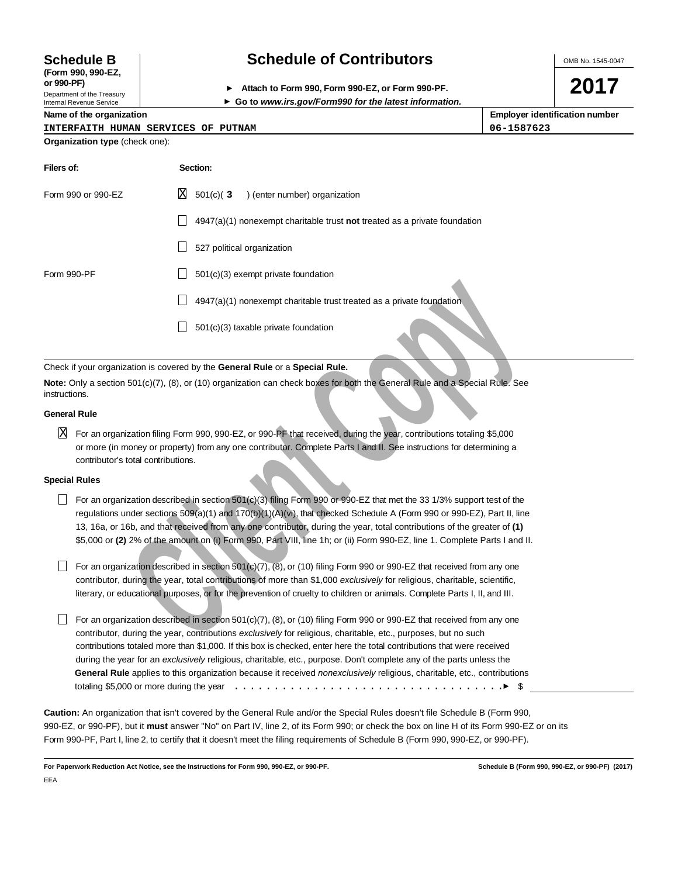**Schedule B (Form 990, 990-EZ, or 990-PF)**

Department of the Treasury
Internal Revenue Service

# Schedule of Contributors

► Attach to Form 990, Form 990-EZ, or Form 990-PF.
► Go to *www.irs.gov/Form990 for the latest information.*

OMB No. 1545-0047

**2017**

| Name of the organization | Employer identification number |
|---|---|
| INTERFAITH HUMAN SERVICES OF PUTNAM | 06-1587623 |

**Organization type** (check one):

| Filers of: | Section: |
|---|---|
| Form 990 or 990-EZ | ☒ 501(c)( **3** ) (enter number) organization |
| | ☐ 4947(a)(1) nonexempt charitable trust **not** treated as a private foundation |
| | ☐ 527 political organization |
| Form 990-PF | ☐ 501(c)(3) exempt private foundation |
| | ☐ 4947(a)(1) nonexempt charitable trust treated as a private foundation |
| | ☐ 501(c)(3) taxable private foundation |

Check if your organization is covered by the **General Rule** or a **Special Rule.**

**Note:** Only a section 501(c)(7), (8), or (10) organization can check boxes for both the General Rule and a Special Rule. See instructions.

**General Rule**

☒ For an organization filing Form 990, 990-EZ, or 990-PF that received, during the year, contributions totaling $5,000 or more (in money or property) from any one contributor. Complete Parts I and II. See instructions for determining a contributor's total contributions.

**Special Rules**

☐ For an organization described in section 501(c)(3) filing Form 990 or 990-EZ that met the 33 1/3% support test of the regulations under sections 509(a)(1) and 170(b)(1)(A)(vi), that checked Schedule A (Form 990 or 990-EZ), Part II, line 13, 16a, or 16b, and that received from any one contributor, during the year, total contributions of the greater of **(1)** $5,000 or **(2)** 2% of the amount on (i) Form 990, Part VIII, line 1h; or (ii) Form 990-EZ, line 1. Complete Parts I and II.

☐ For an organization described in section 501(c)(7), (8), or (10) filing Form 990 or 990-EZ that received from any one contributor, during the year, total contributions of more than $1,000 *exclusively* for religious, charitable, scientific, literary, or educational purposes, or for the prevention of cruelty to children or animals. Complete Parts I, II, and III.

☐ For an organization described in section 501(c)(7), (8), or (10) filing Form 990 or 990-EZ that received from any one contributor, during the year, contributions *exclusively* for religious, charitable, etc., purposes, but no such contributions totaled more than $1,000. If this box is checked, enter here the total contributions that were received during the year for an *exclusively* religious, charitable, etc., purpose. Don't complete any of the parts unless the **General Rule** applies to this organization because it received *nonexclusively* religious, charitable, etc., contributions totaling $5,000 or more during the year . . . . . . . . . . . . . . . . . . . . . . . . . . . . . . . . . . . ► $ \_\_\_\_\_\_\_\_\_\_

**Caution:** An organization that isn't covered by the General Rule and/or the Special Rules doesn't file Schedule B (Form 990, 990-EZ, or 990-PF), but it **must** answer "No" on Part IV, line 2, of its Form 990; or check the box on line H of its Form 990-EZ or on its Form 990-PF, Part I, line 2, to certify that it doesn't meet the filing requirements of Schedule B (Form 990, 990-EZ, or 990-PF).

**For Paperwork Reduction Act Notice, see the Instructions for Form 990, 990-EZ, or 990-PF.** **Schedule B (Form 990, 990-EZ, or 990-PF) (2017)**

EEA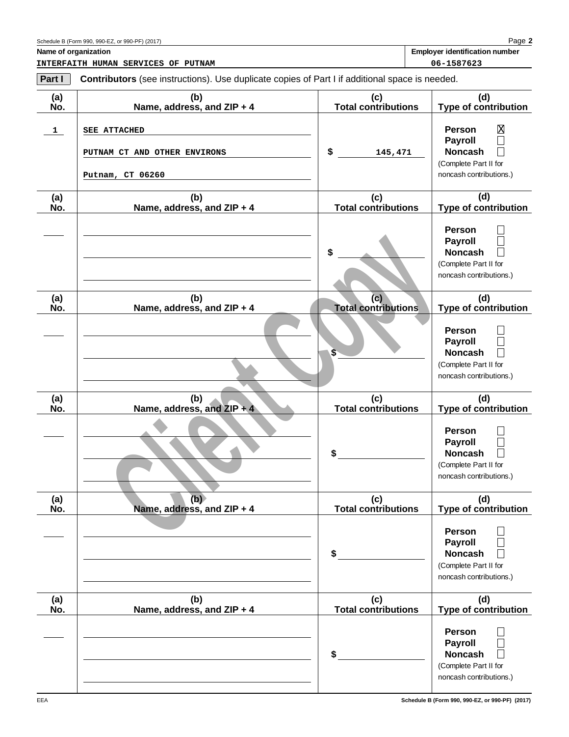Schedule B (Form 990, 990-EZ, or 990-PF) (2017) Page **2**

**Name of organization**

INTERFAITH HUMAN SERVICES OF PUTNAM

**Employer identification number**

06-1587623

**Part I** **Contributors** (see instructions). Use duplicate copies of Part I if additional space is needed.

| (a) No. | (b) Name, address, and ZIP + 4 | (c) Total contributions | (d) Type of contribution |
|---|---|---|---|
| 1 | SEE ATTACHED<br>PUTNAM CT AND OTHER ENVIRONS<br>Putnam, CT 06260 | $ 145,471 | Person ☒<br>Payroll ☐<br>Noncash ☐<br>(Complete Part II for noncash contributions.) |
| | | $ | Person ☐<br>Payroll ☐<br>Noncash ☐<br>(Complete Part II for noncash contributions.) |
| | | $ | Person ☐<br>Payroll ☐<br>Noncash ☐<br>(Complete Part II for noncash contributions.) |
| | | $ | Person ☐<br>Payroll ☐<br>Noncash ☐<br>(Complete Part II for noncash contributions.) |
| | | $ | Person ☐<br>Payroll ☐<br>Noncash ☐<br>(Complete Part II for noncash contributions.) |
| | | $ | Person ☐<br>Payroll ☐<br>Noncash ☐<br>(Complete Part II for noncash contributions.) |

Client Copy

EEA Schedule B (Form 990, 990-EZ, or 990-PF) (2017)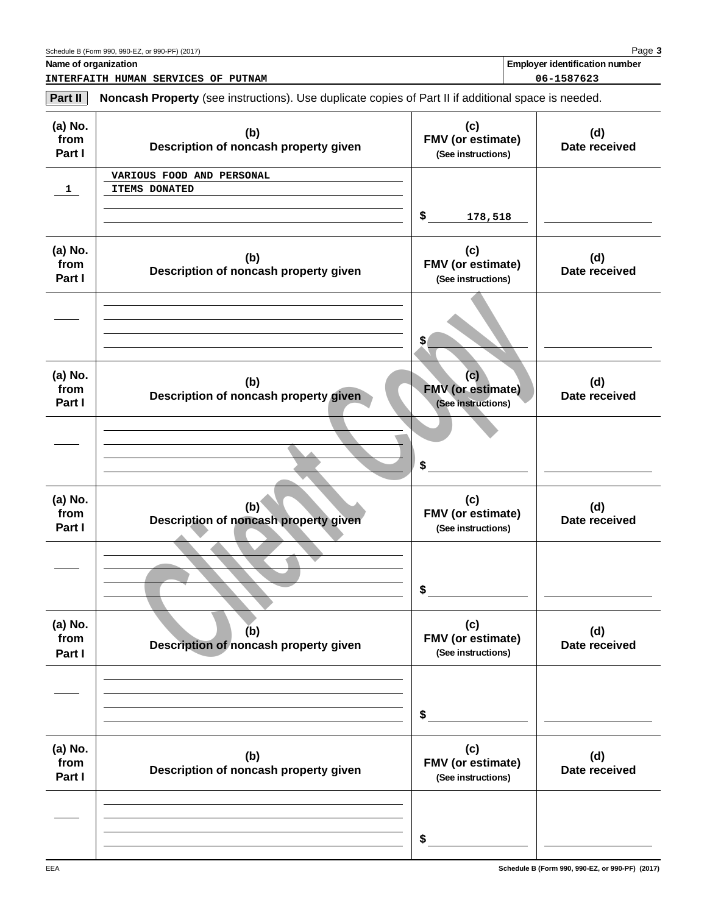Schedule B (Form 990, 990-EZ, or 990-PF) (2017)

**Name of organization**
INTERFAITH HUMAN SERVICES OF PUTNAM

**Employer identification number**
06-1587623

**Part II** **Noncash Property** (see instructions). Use duplicate copies of Part II if additional space is needed.

| (a) No. from Part I | (b) Description of noncash property given | (c) FMV (or estimate) (See instructions) | (d) Date received |
|---|---|---|---|
| 1 | VARIOUS FOOD AND PERSONAL ITEMS DONATED | $ 178,518 | |
| | | $ | |
| | | $ | |
| | | $ | |
| | | $ | |
| | | $ | |

Client Copy

EEA

Schedule B (Form 990, 990-EZ, or 990-PF) (2017)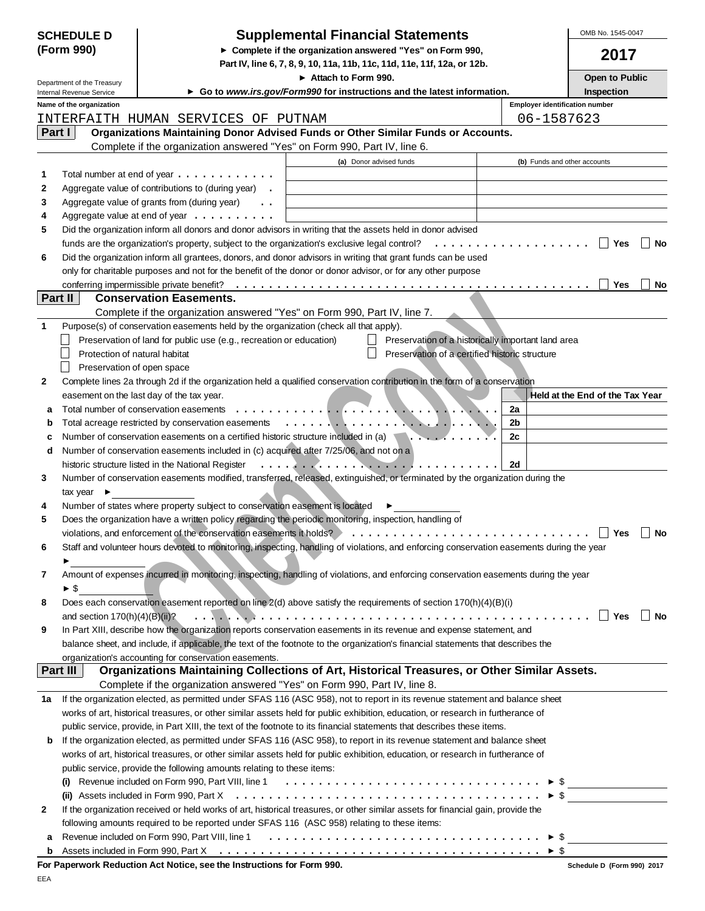**SCHEDULE D (Form 990)**

Department of the Treasury
Internal Revenue Service

# Supplemental Financial Statements

► Complete if the organization answered "Yes" on Form 990, Part IV, line 6, 7, 8, 9, 10, 11a, 11b, 11c, 11d, 11e, 11f, 12a, or 12b.

► Attach to Form 990.

► Go to *www.irs.gov/Form990* for instructions and the latest information.

OMB No. 1545-0047

**2017**

**Open to Public Inspection**

Name of the organization: INTERFAITH HUMAN SERVICES OF PUTNAM

Employer identification number: 06-1587623

## Part I — Organizations Maintaining Donor Advised Funds or Other Similar Funds or Accounts.

Complete if the organization answered "Yes" on Form 990, Part IV, line 6.

| | | (a) Donor advised funds | (b) Funds and other accounts |
|---|---|---|---|
| 1 | Total number at end of year | | |
| 2 | Aggregate value of contributions to (during year) | | |
| 3 | Aggregate value of grants from (during year) | | |
| 4 | Aggregate value at end of year | | |

5 Did the organization inform all donors and donor advisors in writing that the assets held in donor advised funds are the organization's property, subject to the organization's exclusive legal control? ☐ Yes ☐ No

6 Did the organization inform all grantees, donors, and donor advisors in writing that grant funds can be used only for charitable purposes and not for the benefit of the donor or donor advisor, or for any other purpose conferring impermissible private benefit? ☐ Yes ☐ No

## Part II — Conservation Easements.

Complete if the organization answered "Yes" on Form 990, Part IV, line 7.

1 Purpose(s) of conservation easements held by the organization (check all that apply).

- ☐ Preservation of land for public use (e.g., recreation or education)
- ☐ Preservation of a historically important land area
- ☐ Protection of natural habitat
- ☐ Preservation of a certified historic structure
- ☐ Preservation of open space

2 Complete lines 2a through 2d if the organization held a qualified conservation contribution in the form of a conservation easement on the last day of the tax year.

| | | | Held at the End of the Tax Year |
|---|---|---|---|
| a | Total number of conservation easements | 2a | |
| b | Total acreage restricted by conservation easements | 2b | |
| c | Number of conservation easements on a certified historic structure included in (a) | 2c | |
| d | Number of conservation easements included in (c) acquired after 7/25/06, and not on a historic structure listed in the National Register | 2d | |

3 Number of conservation easements modified, transferred, released, extinguished, or terminated by the organization during the tax year ►

4 Number of states where property subject to conservation easement is located ►

5 Does the organization have a written policy regarding the periodic monitoring, inspection, handling of violations, and enforcement of the conservation easements it holds? ☐ Yes ☐ No

6 Staff and volunteer hours devoted to monitoring, inspecting, handling of violations, and enforcing conservation easements during the year ►

7 Amount of expenses incurred in monitoring, inspecting, handling of violations, and enforcing conservation easements during the year ► $

8 Does each conservation easement reported on line 2(d) above satisfy the requirements of section 170(h)(4)(B)(i) and section 170(h)(4)(B)(ii)? ☐ Yes ☐ No

9 In Part XIII, describe how the organization reports conservation easements in its revenue and expense statement, and balance sheet, and include, if applicable, the text of the footnote to the organization's financial statements that describes the organization's accounting for conservation easements.

## Part III — Organizations Maintaining Collections of Art, Historical Treasures, or Other Similar Assets.

Complete if the organization answered "Yes" on Form 990, Part IV, line 8.

1a If the organization elected, as permitted under SFAS 116 (ASC 958), not to report in its revenue statement and balance sheet works of art, historical treasures, or other similar assets held for public exhibition, education, or research in furtherance of public service, provide, in Part XIII, the text of the footnote to its financial statements that describes these items.

b If the organization elected, as permitted under SFAS 116 (ASC 958), to report in its revenue statement and balance sheet works of art, historical treasures, or other similar assets held for public exhibition, education, or research in furtherance of public service, provide the following amounts relating to these items:

(i) Revenue included on Form 990, Part VIII, line 1 ► $

(ii) Assets included in Form 990, Part X ► $

2 If the organization received or held works of art, historical treasures, or other similar assets for financial gain, provide the following amounts required to be reported under SFAS 116 (ASC 958) relating to these items:

a Revenue included on Form 990, Part VIII, line 1 ► $

b Assets included in Form 990, Part X ► $

**For Paperwork Reduction Act Notice, see the Instructions for Form 990.** Schedule D (Form 990) 2017

EEA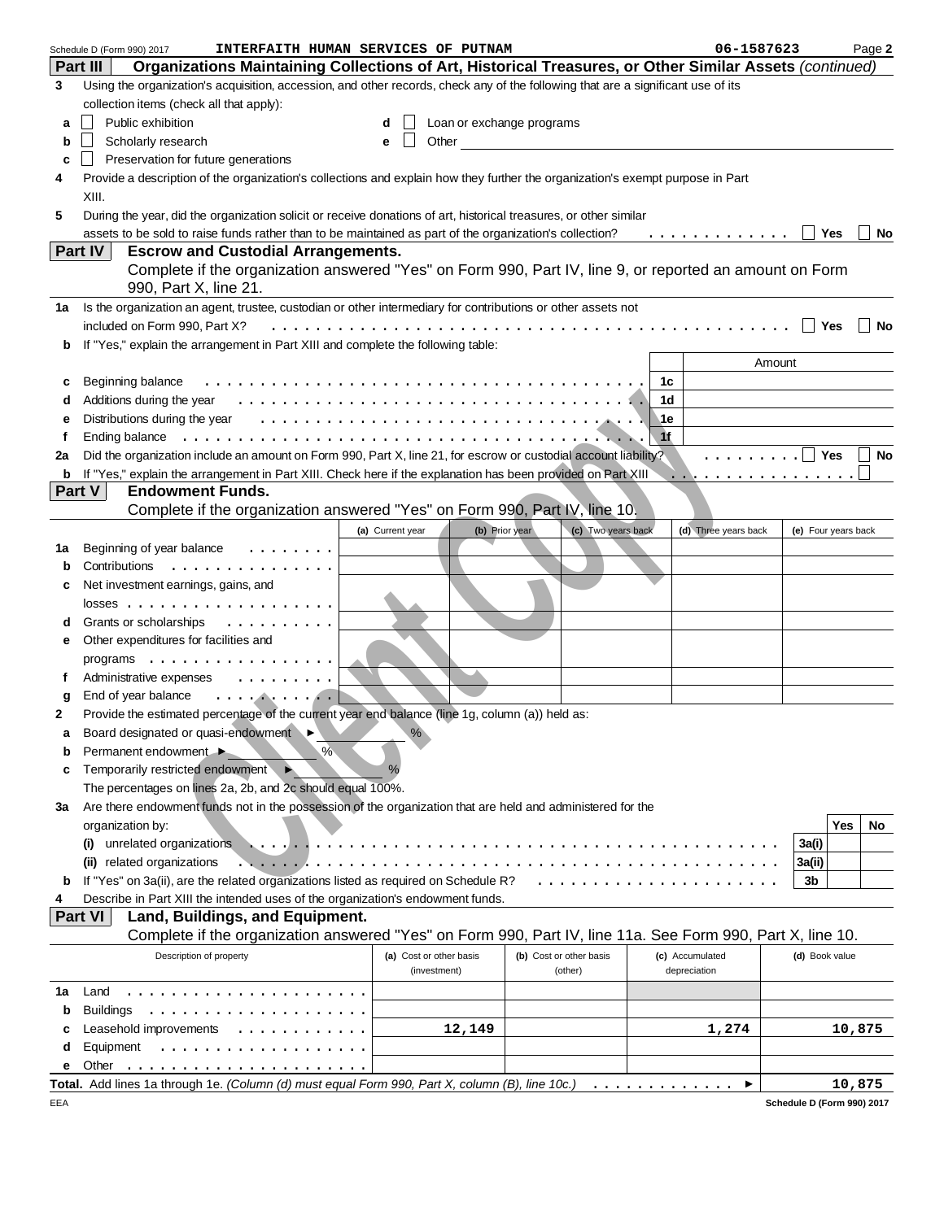Schedule D (Form 990) 2017 INTERFAITH HUMAN SERVICES OF PUTNAM 06-1587623 Page **2**

## Part III Organizations Maintaining Collections of Art, Historical Treasures, or Other Similar Assets *(continued)*

**3** Using the organization's acquisition, accession, and other records, check any of the following that are a significant use of its collection items (check all that apply):

- **a** ☐ Public exhibition
- **b** ☐ Scholarly research
- **c** ☐ Preservation for future generations
- **d** ☐ Loan or exchange programs
- **e** ☐ Other

**4** Provide a description of the organization's collections and explain how they further the organization's exempt purpose in Part XIII.

**5** During the year, did the organization solicit or receive donations of art, historical treasures, or other similar assets to be sold to raise funds rather than to be maintained as part of the organization's collection? ☐ Yes ☐ No

## Part IV Escrow and Custodial Arrangements.

Complete if the organization answered "Yes" on Form 990, Part IV, line 9, or reported an amount on Form 990, Part X, line 21.

**1a** Is the organization an agent, trustee, custodian or other intermediary for contributions or other assets not included on Form 990, Part X? ☐ Yes ☐ No

**b** If "Yes," explain the arrangement in Part XIII and complete the following table:

| | | | Amount |
|---|---|---|---|
| **c** | Beginning balance | 1c | |
| **d** | Additions during the year | 1d | |
| **e** | Distributions during the year | 1e | |
| **f** | Ending balance | 1f | |

**2a** Did the organization include an amount on Form 990, Part X, line 21, for escrow or custodial account liability? ☐ Yes ☐ No

**b** If "Yes," explain the arrangement in Part XIII. Check here if the explanation has been provided on Part XIII ☐

## Part V Endowment Funds.

Complete if the organization answered "Yes" on Form 990, Part IV, line 10.

| | | (a) Current year | (b) Prior year | (c) Two years back | (d) Three years back | (e) Four years back |
|---|---|---|---|---|---|---|
| **1a** | Beginning of year balance | | | | | |
| **b** | Contributions | | | | | |
| **c** | Net investment earnings, gains, and losses | | | | | |
| **d** | Grants or scholarships | | | | | |
| **e** | Other expenditures for facilities and programs | | | | | |
| **f** | Administrative expenses | | | | | |
| **g** | End of year balance | | | | | |

**2** Provide the estimated percentage of the current year end balance (line 1g, column (a)) held as:

- **a** Board designated or quasi-endowment ► %
- **b** Permanent endowment ► %
- **c** Temporarily restricted endowment ► %

The percentages on lines 2a, 2b, and 2c should equal 100%.

**3a** Are there endowment funds not in the possession of the organization that are held and administered for the organization by:

| | | | Yes | No |
|---|---|---|---|---|
| **(i)** | unrelated organizations | 3a(i) | | |
| **(ii)** | related organizations | 3a(ii) | | |
| **b** | If "Yes" on 3a(ii), are the related organizations listed as required on Schedule R? | 3b | | |

**4** Describe in Part XIII the intended uses of the organization's endowment funds.

## Part VI Land, Buildings, and Equipment.

Complete if the organization answered "Yes" on Form 990, Part IV, line 11a. See Form 990, Part X, line 10.

| | Description of property | (a) Cost or other basis (investment) | (b) Cost or other basis (other) | (c) Accumulated depreciation | (d) Book value |
|---|---|---|---|---|---|
| **1a** | Land | | | | |
| **b** | Buildings | | | | |
| **c** | Leasehold improvements | 12,149 | | 1,274 | 10,875 |
| **d** | Equipment | | | | |
| **e** | Other | | | | |

**Total.** Add lines 1a through 1e. *(Column (d) must equal Form 990, Part X, column (B), line 10c.)* ► 10,875

EEA **Schedule D (Form 990) 2017**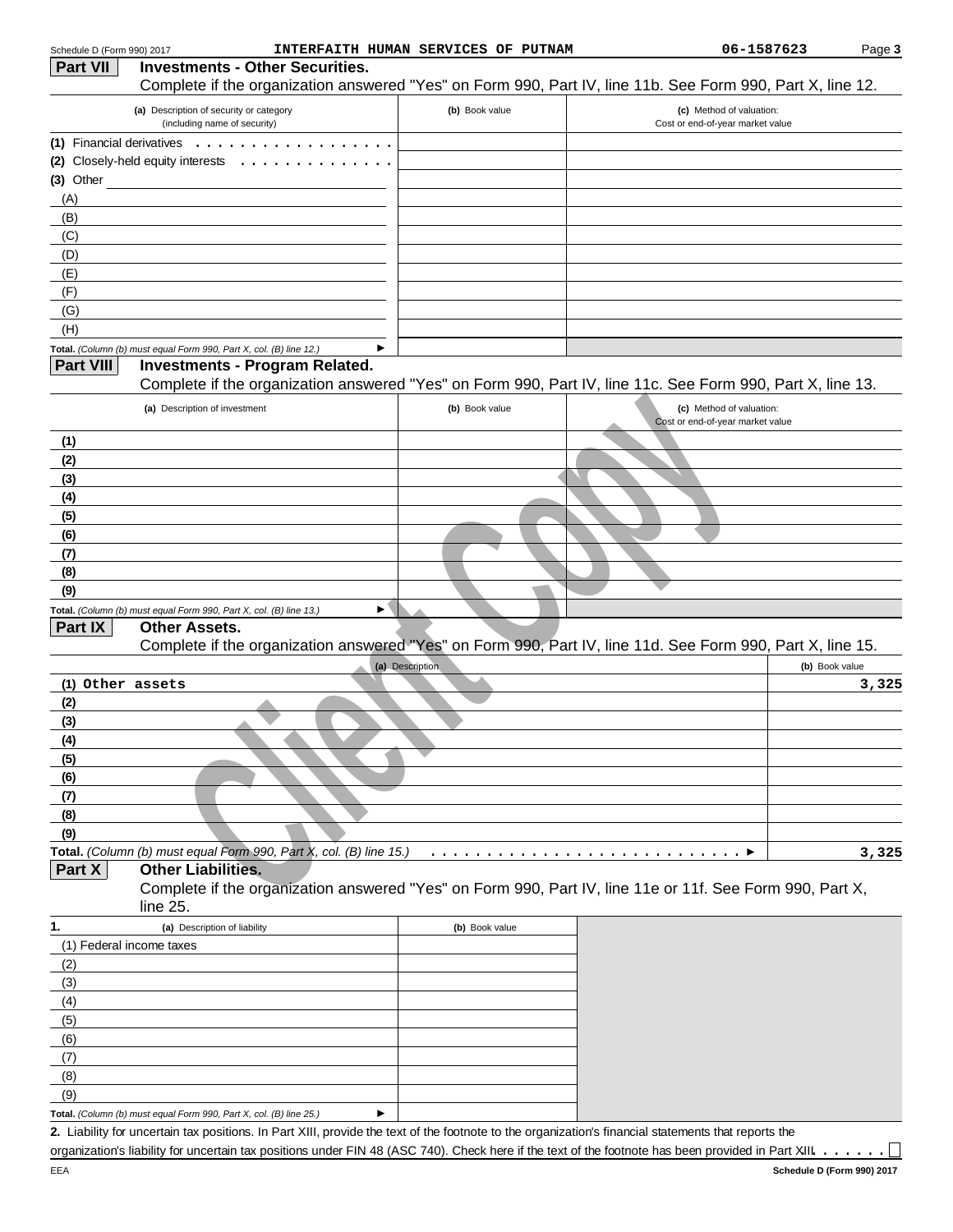Schedule D (Form 990) 2017 INTERFAITH HUMAN SERVICES OF PUTNAM 06-1587623

## Part VII Investments - Other Securities.

Complete if the organization answered "Yes" on Form 990, Part IV, line 11b. See Form 990, Part X, line 12.

| (a) Description of security or category (including name of security) | (b) Book value | (c) Method of valuation: Cost or end-of-year market value |
|---|---|---|
| (1) Financial derivatives | | |
| (2) Closely-held equity interests | | |
| (3) Other | | |
| (A) | | |
| (B) | | |
| (C) | | |
| (D) | | |
| (E) | | |
| (F) | | |
| (G) | | |
| (H) | | |
| **Total.** *(Column (b) must equal Form 990, Part X, col. (B) line 12.)* ► | | |

## Part VIII Investments - Program Related.

Complete if the organization answered "Yes" on Form 990, Part IV, line 11c. See Form 990, Part X, line 13.

| (a) Description of investment | (b) Book value | (c) Method of valuation: Cost or end-of-year market value |
|---|---|---|
| (1) | | |
| (2) | | |
| (3) | | |
| (4) | | |
| (5) | | |
| (6) | | |
| (7) | | |
| (8) | | |
| (9) | | |
| **Total.** *(Column (b) must equal Form 990, Part X, col. (B) line 13.)* ► | | |

## Part IX Other Assets.

Complete if the organization answered "Yes" on Form 990, Part IV, line 11d. See Form 990, Part X, line 15.

| (a) Description | (b) Book value |
|---|---|
| (1) Other assets | 3,325 |
| (2) | |
| (3) | |
| (4) | |
| (5) | |
| (6) | |
| (7) | |
| (8) | |
| (9) | |
| **Total.** *(Column (b) must equal Form 990, Part X, col. (B) line 15.)* ► | 3,325 |

## Part X Other Liabilities.

Complete if the organization answered "Yes" on Form 990, Part IV, line 11e or 11f. See Form 990, Part X, line 25.

| 1. (a) Description of liability | (b) Book value |
|---|---|
| (1) Federal income taxes | |
| (2) | |
| (3) | |
| (4) | |
| (5) | |
| (6) | |
| (7) | |
| (8) | |
| (9) | |
| **Total.** *(Column (b) must equal Form 990, Part X, col. (B) line 25.)* ► | |

**2.** Liability for uncertain tax positions. In Part XIII, provide the text of the footnote to the organization's financial statements that reports the organization's liability for uncertain tax positions under FIN 48 (ASC 740). Check here if the text of the footnote has been provided in Part XIII ☐

EEA **Schedule D (Form 990) 2017**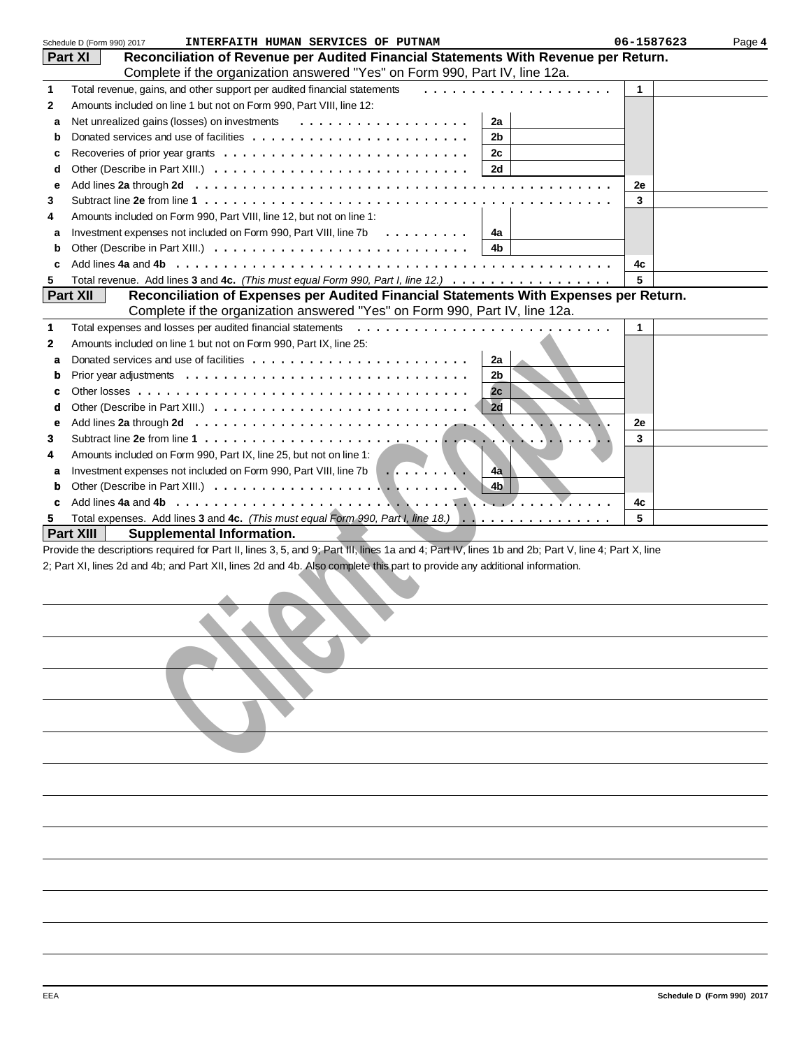Schedule D (Form 990) 2017 INTERFAITH HUMAN SERVICES OF PUTNAM 06-1587623 Page **4**

## Part XI Reconciliation of Revenue per Audited Financial Statements With Revenue per Return.

Complete if the organization answered "Yes" on Form 990, Part IV, line 12a.

| | | | | | |
|---|---|---|---|---|---|
| 1 | Total revenue, gains, and other support per audited financial statements | | | 1 | |
| 2 | Amounts included on line 1 but not on Form 990, Part VIII, line 12: | | | | |
| a | Net unrealized gains (losses) on investments | 2a | | | |
| b | Donated services and use of facilities | 2b | | | |
| c | Recoveries of prior year grants | 2c | | | |
| d | Other (Describe in Part XIII.) | 2d | | | |
| e | Add lines **2a** through **2d** | | | 2e | |
| 3 | Subtract line **2e** from line **1** | | | 3 | |
| 4 | Amounts included on Form 990, Part VIII, line 12, but not on line 1: | | | | |
| a | Investment expenses not included on Form 990, Part VIII, line 7b | 4a | | | |
| b | Other (Describe in Part XIII.) | 4b | | | |
| c | Add lines **4a** and **4b** | | | 4c | |
| 5 | Total revenue. Add lines **3** and **4c.** *(This must equal Form 990, Part I, line 12.)* | | | 5 | |

## Part XII Reconciliation of Expenses per Audited Financial Statements With Expenses per Return.

Complete if the organization answered "Yes" on Form 990, Part IV, line 12a.

| | | | | | |
|---|---|---|---|---|---|
| 1 | Total expenses and losses per audited financial statements | | | 1 | |
| 2 | Amounts included on line 1 but not on Form 990, Part IX, line 25: | | | | |
| a | Donated services and use of facilities | 2a | | | |
| b | Prior year adjustments | 2b | | | |
| c | Other losses | 2c | | | |
| d | Other (Describe in Part XIII.) | 2d | | | |
| e | Add lines **2a** through **2d** | | | 2e | |
| 3 | Subtract line **2e** from line **1** | | | 3 | |
| 4 | Amounts included on Form 990, Part IX, line 25, but not on line 1: | | | | |
| a | Investment expenses not included on Form 990, Part VIII, line 7b | 4a | | | |
| b | Other (Describe in Part XIII.) | 4b | | | |
| c | Add lines **4a** and **4b** | | | 4c | |
| 5 | Total expenses. Add lines **3** and **4c.** *(This must equal Form 990, Part I, line 18.)* | | | 5 | |

## Part XIII Supplemental Information.

Provide the descriptions required for Part II, lines 3, 5, and 9; Part III, lines 1a and 4; Part IV, lines 1b and 2b; Part V, line 4; Part X, line 2; Part XI, lines 2d and 4b; and Part XII, lines 2d and 4b. Also complete this part to provide any additional information.

Client Copy

EEA Schedule D (Form 990) 2017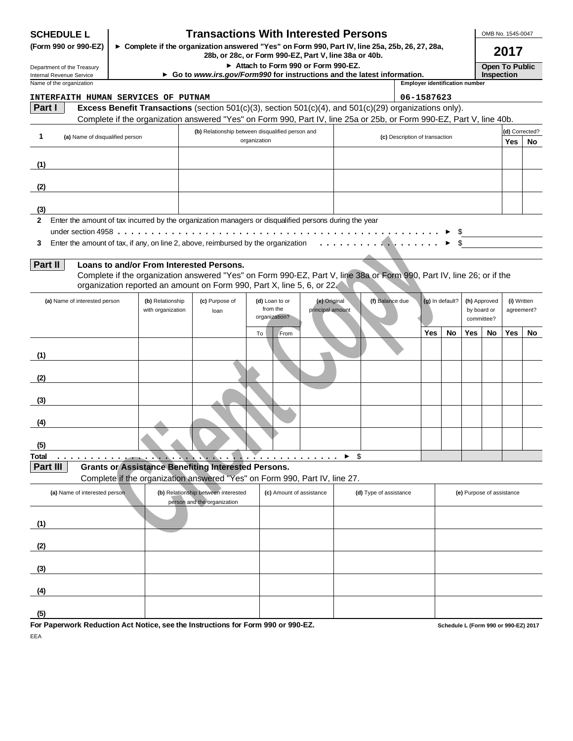**SCHEDULE L**
**(Form 990 or 990-EZ)**

Department of the Treasury
Internal Revenue Service

# Transactions With Interested Persons

► Complete if the organization answered "Yes" on Form 990, Part IV, line 25a, 25b, 26, 27, 28a, 28b, or 28c, or Form 990-EZ, Part V, line 38a or 40b.
► Attach to Form 990 or Form 990-EZ.
► Go to *www.irs.gov/Form990* for instructions and the latest information.

OMB No. 1545-0047
**2017**
**Open To Public Inspection**

Name of the organization: INTERFAITH HUMAN SERVICES OF PUTNAM
Employer identification number: 06-1587623

## Part I Excess Benefit Transactions (section 501(c)(3), section 501(c)(4), and 501(c)(29) organizations only).

Complete if the organization answered "Yes" on Form 990, Part IV, line 25a or 25b, or Form 990-EZ, Part V, line 40b.

| 1 | (a) Name of disqualified person | (b) Relationship between disqualified person and organization | (c) Description of transaction | (d) Corrected? Yes | No |
|---|---|---|---|---|---|
| (1) | | | | | |
| (2) | | | | | |
| (3) | | | | | |

2 Enter the amount of tax incurred by the organization managers or disqualified persons during the year under section 4958 . . . ► $

3 Enter the amount of tax, if any, on line 2, above, reimbursed by the organization . . . ► $

## Part II Loans to and/or From Interested Persons.

Complete if the organization answered "Yes" on Form 990-EZ, Part V, line 38a or Form 990, Part IV, line 26; or if the organization reported an amount on Form 990, Part X, line 5, 6, or 22.

| | (a) Name of interested person | (b) Relationship with organization | (c) Purpose of loan | (d) Loan to or from the organization? | | (e) Original principal amount | (f) Balance due | (g) In default? | | (h) Approved by board or committee? | | (i) Written agreement? | |
|---|---|---|---|---|---|---|---|---|---|---|---|---|---|
| | | | | To | From | | | Yes | No | Yes | No | Yes | No |
| (1) | | | | | | | | | | | | | |
| (2) | | | | | | | | | | | | | |
| (3) | | | | | | | | | | | | | |
| (4) | | | | | | | | | | | | | |
| (5) | | | | | | | | | | | | | |
| Total | | | | | | ► $ | | | | | | | |

## Part III Grants or Assistance Benefiting Interested Persons.

Complete if the organization answered "Yes" on Form 990, Part IV, line 27.

| | (a) Name of interested person | (b) Relationship between interested person and the organization | (c) Amount of assistance | (d) Type of assistance | (e) Purpose of assistance |
|---|---|---|---|---|---|
| (1) | | | | | |
| (2) | | | | | |
| (3) | | | | | |
| (4) | | | | | |
| (5) | | | | | |

**For Paperwork Reduction Act Notice, see the Instructions for Form 990 or 990-EZ.** Schedule L (Form 990 or 990-EZ) 2017

EEA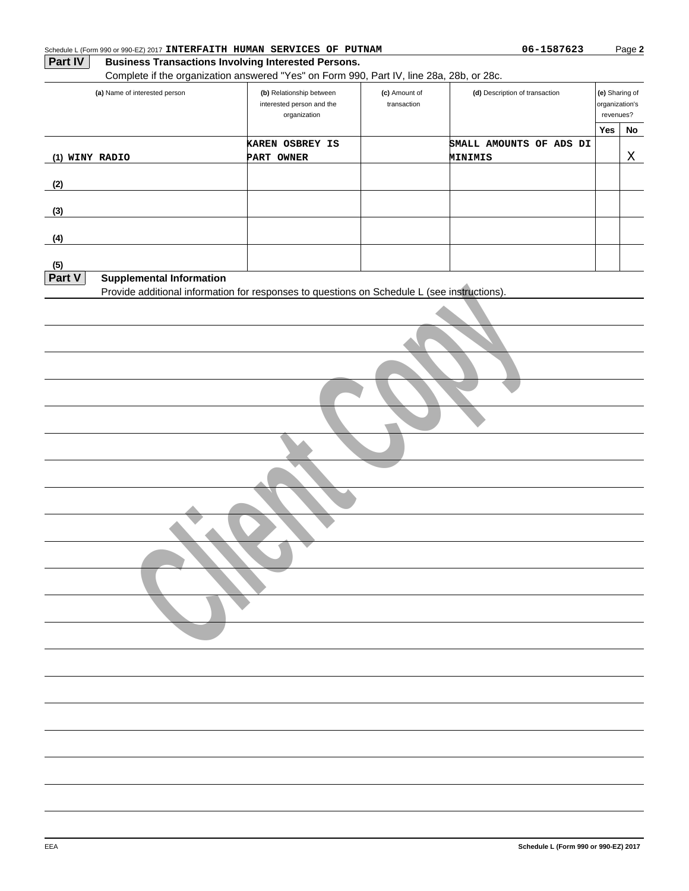Schedule L (Form 990 or 990-EZ) 2017 **INTERFAITH HUMAN SERVICES OF PUTNAM** **06-1587623** Page **2**

## Part IV Business Transactions Involving Interested Persons.

Complete if the organization answered "Yes" on Form 990, Part IV, line 28a, 28b, or 28c.

| (a) Name of interested person | (b) Relationship between interested person and the organization | (c) Amount of transaction | (d) Description of transaction | (e) Sharing of organization's revenues? Yes | No |
|---|---|---|---|---|---|
| (1) WINY RADIO | KAREN OSBREY IS PART OWNER | | SMALL AMOUNTS OF ADS DI MINIMIS | | X |
| (2) | | | | | |
| (3) | | | | | |
| (4) | | | | | |
| (5) | | | | | |

## Part V Supplemental Information

Provide additional information for responses to questions on Schedule L (see instructions).

Client Copy

EEA

Schedule L (Form 990 or 990-EZ) 2017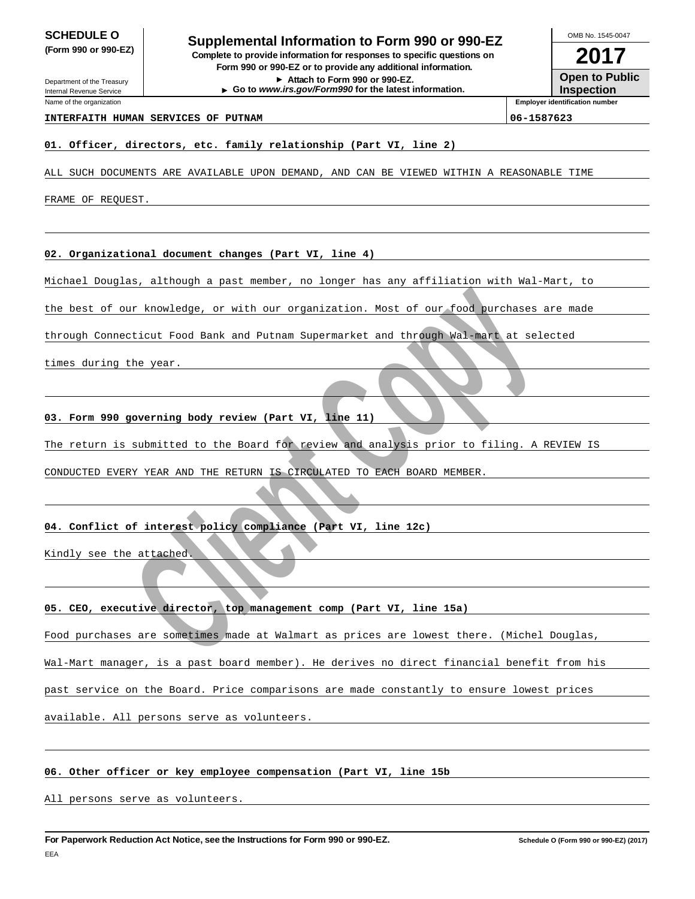**SCHEDULE O**
**(Form 990 or 990-EZ)**

Department of the Treasury
Internal Revenue Service

# Supplemental Information to Form 990 or 990-EZ

**Complete to provide information for responses to specific questions on Form 990 or 990-EZ or to provide any additional information.**
**▶ Attach to Form 990 or 990-EZ.**
**▶ Go to *www.irs.gov/Form990* for the latest information.**

OMB No. 1545-0047

**2017**

**Open to Public Inspection**

| Name of the organization | Employer identification number |
|---|---|
| INTERFAITH HUMAN SERVICES OF PUTNAM | 06-1587623 |

**01. Officer, directors, etc. family relationship (Part VI, line 2)**

ALL SUCH DOCUMENTS ARE AVAILABLE UPON DEMAND, AND CAN BE VIEWED WITHIN A REASONABLE TIME FRAME OF REQUEST.

**02. Organizational document changes (Part VI, line 4)**

Michael Douglas, although a past member, no longer has any affiliation with Wal-Mart, to the best of our knowledge, or with our organization. Most of our food purchases are made through Connecticut Food Bank and Putnam Supermarket and through Wal-mart at selected times during the year.

**03. Form 990 governing body review (Part VI, line 11)**

The return is submitted to the Board for review and analysis prior to filing. A REVIEW IS CONDUCTED EVERY YEAR AND THE RETURN IS CIRCULATED TO EACH BOARD MEMBER.

**04. Conflict of interest policy compliance (Part VI, line 12c)**

Kindly see the attached.

**05. CEO, executive director, top management comp (Part VI, line 15a)**

Food purchases are sometimes made at Walmart as prices are lowest there. (Michel Douglas, Wal-Mart manager, is a past board member). He derives no direct financial benefit from his past service on the Board. Price comparisons are made constantly to ensure lowest prices available. All persons serve as volunteers.

**06. Other officer or key employee compensation (Part VI, line 15b**

All persons serve as volunteers.

**For Paperwork Reduction Act Notice, see the Instructions for Form 990 or 990-EZ.** **Schedule O (Form 990 or 990-EZ) (2017)**

EEA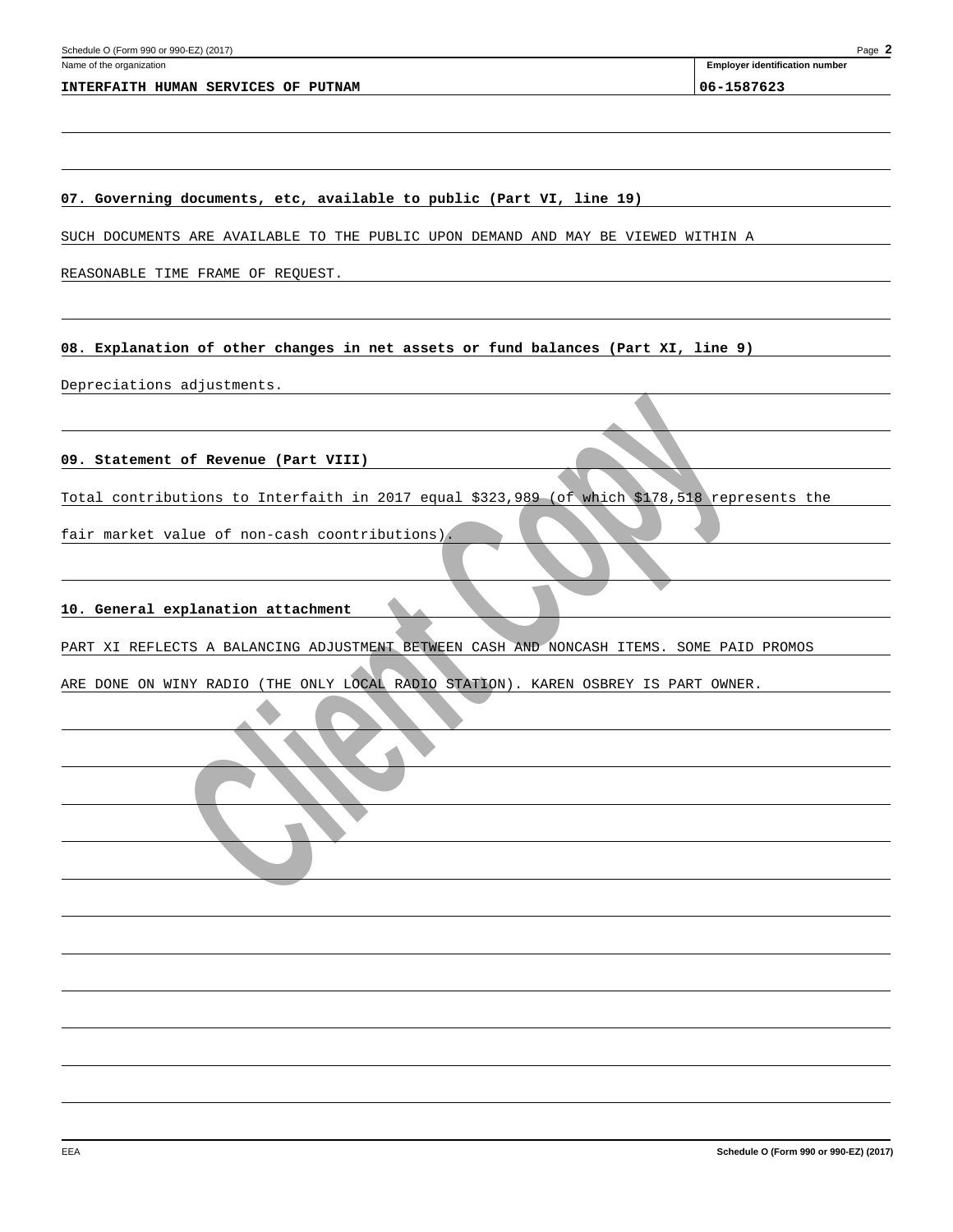Name of the organization: **INTERFAITH HUMAN SERVICES OF PUTNAM**

Employer identification number: **06-1587623**

**07. Governing documents, etc, available to public (Part VI, line 19)**

SUCH DOCUMENTS ARE AVAILABLE TO THE PUBLIC UPON DEMAND AND MAY BE VIEWED WITHIN A REASONABLE TIME FRAME OF REQUEST.

**08. Explanation of other changes in net assets or fund balances (Part XI, line 9)**

Depreciations adjustments.

**09. Statement of Revenue (Part VIII)**

Total contributions to Interfaith in 2017 equal $323,989 (of which $178,518 represents the fair market value of non-cash coontributions).

**10. General explanation attachment**

PART XI REFLECTS A BALANCING ADJUSTMENT BETWEEN CASH AND NONCASH ITEMS. SOME PAID PROMOS ARE DONE ON WINY RADIO (THE ONLY LOCAL RADIO STATION). KAREN OSBREY IS PART OWNER.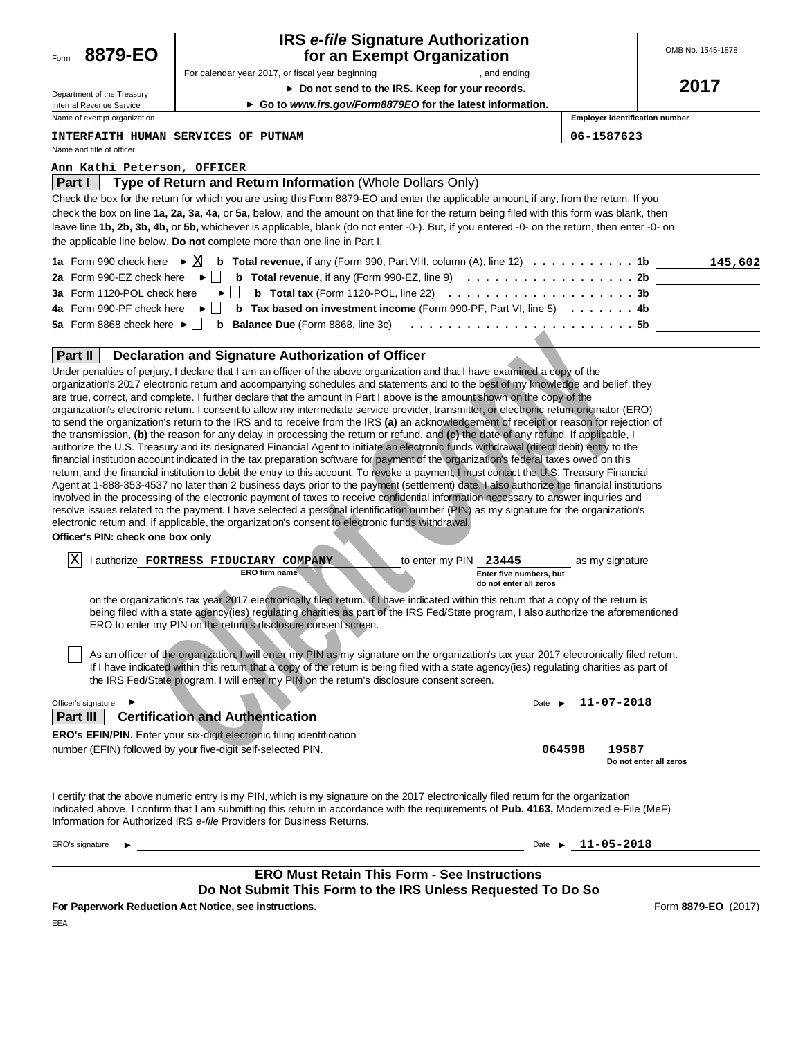Form **8879-EO**

Department of the Treasury
Internal Revenue Service

# IRS *e-file* Signature Authorization for an Exempt Organization

For calendar year 2017, or fiscal year beginning ______________, and ending ______________

► **Do not send to the IRS. Keep for your records.**

► **Go to** ***www.irs.gov/Form8879EO*** **for the latest information.**

OMB No. 1545-1878

**2017**

| Name of exempt organization | Employer identification number |
|---|---|
| INTERFAITH HUMAN SERVICES OF PUTNAM | 06-1587623 |

Name and title of officer

Ann Kathi Peterson, OFFICER

## Part I — Type of Return and Return Information (Whole Dollars Only)

Check the box for the return for which you are using this Form 8879-EO and enter the applicable amount, if any, from the return. If you check the box on line **1a, 2a, 3a, 4a,** or **5a,** below, and the amount on that line for the return being filed with this form was blank, then leave line **1b, 2b, 3b, 4b,** or **5b,** whichever is applicable, blank (do not enter -0-). But, if you entered -0- on the return, then enter -0- on the applicable line below. **Do not** complete more than one line in Part I.

| | | | |
|---|---|---|---|
| **1a** Form 990 check here ► [X] | **b Total revenue,** if any (Form 990, Part VIII, column (A), line 12) | **1b** | 145,602 |
| **2a** Form 990-EZ check here ► [ ] | **b Total revenue,** if any (Form 990-EZ, line 9) | **2b** | |
| **3a** Form 1120-POL check here ► [ ] | **b Total tax** (Form 1120-POL, line 22) | **3b** | |
| **4a** Form 990-PF check here ► [ ] | **b Tax based on investment income** (Form 990-PF, Part VI, line 5) | **4b** | |
| **5a** Form 8868 check here ► [ ] | **b Balance Due** (Form 8868, line 3c) | **5b** | |

## Part II — Declaration and Signature Authorization of Officer

Under penalties of perjury, I declare that I am an officer of the above organization and that I have examined a copy of the organization's 2017 electronic return and accompanying schedules and statements and to the best of my knowledge and belief, they are true, correct, and complete. I further declare that the amount in Part I above is the amount shown on the copy of the organization's electronic return. I consent to allow my intermediate service provider, transmitter, or electronic return originator (ERO) to send the organization's return to the IRS and to receive from the IRS **(a)** an acknowledgement of receipt or reason for rejection of the transmission, **(b)** the reason for any delay in processing the return or refund, and **(c)** the date of any refund. If applicable, I authorize the U.S. Treasury and its designated Financial Agent to initiate an electronic funds withdrawal (direct debit) entry to the financial institution account indicated in the tax preparation software for payment of the organization's federal taxes owed on this return, and the financial institution to debit the entry to this account. To revoke a payment, I must contact the U.S. Treasury Financial Agent at 1-888-353-4537 no later than 2 business days prior to the payment (settlement) date. I also authorize the financial institutions involved in the processing of the electronic payment of taxes to receive confidential information necessary to answer inquiries and resolve issues related to the payment. I have selected a personal identification number (PIN) as my signature for the organization's electronic return and, if applicable, the organization's consent to electronic funds withdrawal.

**Officer's PIN: check one box only**

[X] I authorize **FORTRESS FIDUCIARY COMPANY** (ERO firm name) to enter my PIN **23445** (Enter five numbers, but do not enter all zeros) as my signature on the organization's tax year 2017 electronically filed return. If I have indicated within this return that a copy of the return is being filed with a state agency(ies) regulating charities as part of the IRS Fed/State program, I also authorize the aforementioned ERO to enter my PIN on the return's disclosure consent screen.

[ ] As an officer of the organization, I will enter my PIN as my signature on the organization's tax year 2017 electronically filed return. If I have indicated within this return that a copy of the return is being filed with a state agency(ies) regulating charities as part of the IRS Fed/State program, I will enter my PIN on the return's disclosure consent screen.

Officer's signature ► ______________________ Date ► 11-07-2018

## Part III — Certification and Authentication

**ERO's EFIN/PIN.** Enter your six-digit electronic filing identification number (EFIN) followed by your five-digit self-selected PIN. **064598 19587** (Do not enter all zeros)

I certify that the above numeric entry is my PIN, which is my signature on the 2017 electronically filed return for the organization indicated above. I confirm that I am submitting this return in accordance with the requirements of **Pub. 4163,** Modernized e-File (MeF) Information for Authorized IRS *e-file* Providers for Business Returns.

ERO's signature ► ______________________ Date ► 11-05-2018

**ERO Must Retain This Form - See Instructions**
**Do Not Submit This Form to the IRS Unless Requested To Do So**

**For Paperwork Reduction Act Notice, see instructions.** Form **8879-EO** (2017)

EEA

Client Copy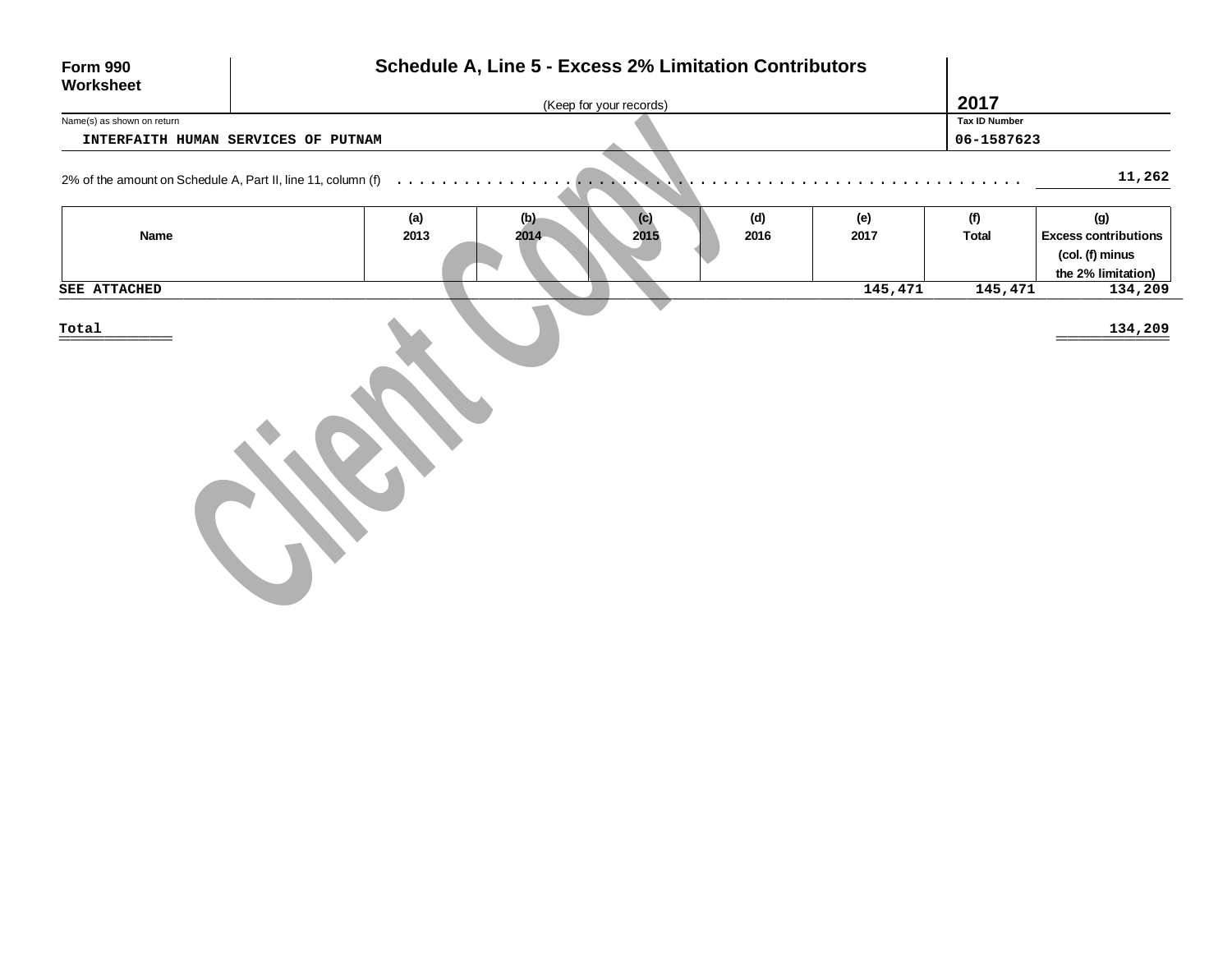**Form 990 Worksheet**

# Schedule A, Line 5 - Excess 2% Limitation Contributors

(Keep for your records)

**2017**

Name(s) as shown on return: INTERFAITH HUMAN SERVICES OF PUTNAM

Tax ID Number: 06-1587623

2% of the amount on Schedule A, Part II, line 11, column (f) . . . . . . . . . . . . . . . . . . . . . . . . . . . . . . . . . . . . . . . . . . . . . . . . . . . . . . 11,262

| Name | (a) 2013 | (b) 2014 | (c) 2015 | (d) 2016 | (e) 2017 | (f) Total | (g) Excess contributions (col. (f) minus the 2% limitation) |
|---|---|---|---|---|---|---|---|
| SEE ATTACHED | | | | | 145,471 | 145,471 | 134,209 |
| Total | | | | | | | 134,209 |

Client Copy